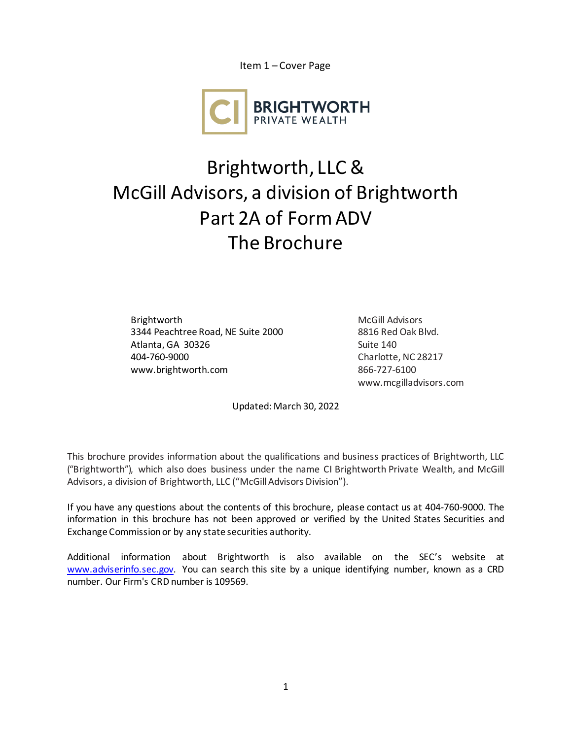Item 1 – Cover Page

CI BRIGHTWORTH PRIVATE WEALTH

# Brightworth, LLC & McGill Advisors, a division of Brightworth Part 2A of Form ADV The Brochure

Brightworth
3344 Peachtree Road, NE Suite 2000
Atlanta, GA 30326
404-760-9000
www.brightworth.com

McGill Advisors
8816 Red Oak Blvd.
Suite 140
Charlotte, NC 28217
866-727-6100
www.mcgilladvisors.com

Updated: March 30, 2022

This brochure provides information about the qualifications and business practices of Brightworth, LLC ("Brightworth"), which also does business under the name CI Brightworth Private Wealth, and McGill Advisors, a division of Brightworth, LLC ("McGill Advisors Division").

If you have any questions about the contents of this brochure, please contact us at 404-760-9000. The information in this brochure has not been approved or verified by the United States Securities and Exchange Commission or by any state securities authority.

Additional information about Brightworth is also available on the SEC's website at www.adviserinfo.sec.gov. You can search this site by a unique identifying number, known as a CRD number. Our Firm's CRD number is 109569.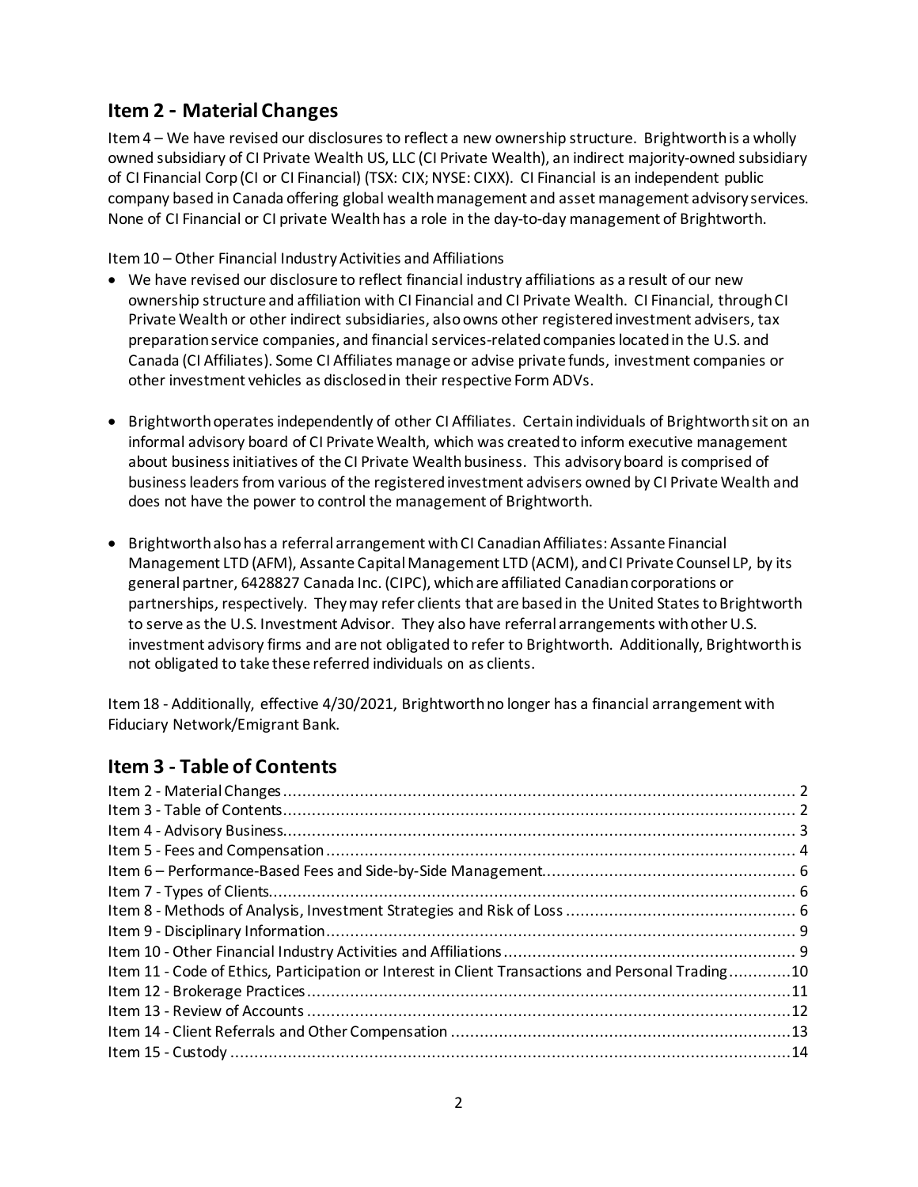## Item 2 - Material Changes

Item 4 – We have revised our disclosures to reflect a new ownership structure. Brightworth is a wholly owned subsidiary of CI Private Wealth US, LLC (CI Private Wealth), an indirect majority-owned subsidiary of CI Financial Corp (CI or CI Financial) (TSX: CIX; NYSE: CIXX). CI Financial is an independent public company based in Canada offering global wealth management and asset management advisory services. None of CI Financial or CI private Wealth has a role in the day-to-day management of Brightworth.

Item 10 – Other Financial Industry Activities and Affiliations

- We have revised our disclosure to reflect financial industry affiliations as a result of our new ownership structure and affiliation with CI Financial and CI Private Wealth. CI Financial, through CI Private Wealth or other indirect subsidiaries, also owns other registered investment advisers, tax preparation service companies, and financial services-related companies located in the U.S. and Canada (CI Affiliates). Some CI Affiliates manage or advise private funds, investment companies or other investment vehicles as disclosed in their respective Form ADVs.

- Brightworth operates independently of other CI Affiliates. Certain individuals of Brightworth sit on an informal advisory board of CI Private Wealth, which was created to inform executive management about business initiatives of the CI Private Wealth business. This advisory board is comprised of business leaders from various of the registered investment advisers owned by CI Private Wealth and does not have the power to control the management of Brightworth.

- Brightworth also has a referral arrangement with CI Canadian Affiliates: Assante Financial Management LTD (AFM), Assante Capital Management LTD (ACM), and CI Private Counsel LP, by its general partner, 6428827 Canada Inc. (CIPC), which are affiliated Canadian corporations or partnerships, respectively. They may refer clients that are based in the United States to Brightworth to serve as the U.S. Investment Advisor. They also have referral arrangements with other U.S. investment advisory firms and are not obligated to refer to Brightworth. Additionally, Brightworth is not obligated to take these referred individuals on as clients.

Item 18 - Additionally, effective 4/30/2021, Brightworth no longer has a financial arrangement with Fiduciary Network/Emigrant Bank.

## Item 3 - Table of Contents

Item 2 - Material Changes ........ 2
Item 3 - Table of Contents ........ 2
Item 4 - Advisory Business ........ 3
Item 5 - Fees and Compensation ........ 4
Item 6 – Performance-Based Fees and Side-by-Side Management ........ 6
Item 7 - Types of Clients ........ 6
Item 8 - Methods of Analysis, Investment Strategies and Risk of Loss ........ 6
Item 9 - Disciplinary Information ........ 9
Item 10 - Other Financial Industry Activities and Affiliations ........ 9
Item 11 - Code of Ethics, Participation or Interest in Client Transactions and Personal Trading ........ 10
Item 12 - Brokerage Practices ........ 11
Item 13 - Review of Accounts ........ 12
Item 14 - Client Referrals and Other Compensation ........ 13
Item 15 - Custody ........ 14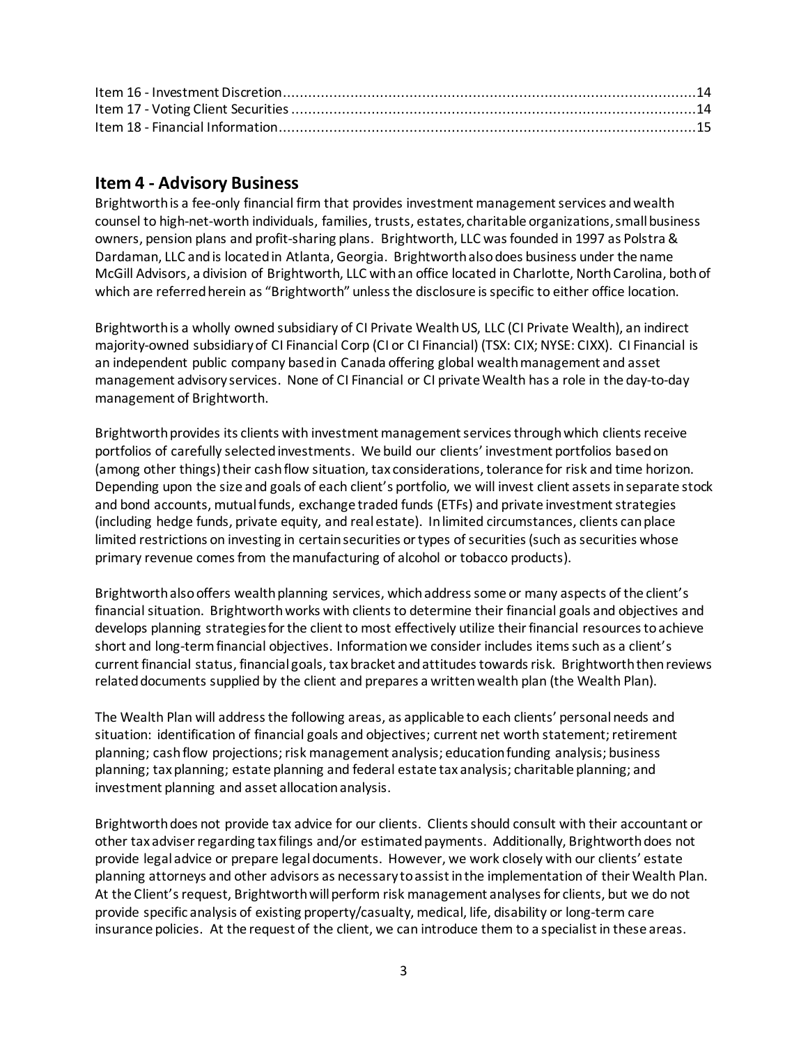Item 16 - Investment Discretion ................................................................................................ 14
Item 17 - Voting Client Securities ................................................................................................ 14
Item 18 - Financial Information ................................................................................................ 15

## Item 4 - Advisory Business

Brightworth is a fee-only financial firm that provides investment management services and wealth counsel to high-net-worth individuals, families, trusts, estates, charitable organizations, small business owners, pension plans and profit-sharing plans. Brightworth, LLC was founded in 1997 as Polstra & Dardaman, LLC and is located in Atlanta, Georgia. Brightworth also does business under the name McGill Advisors, a division of Brightworth, LLC with an office located in Charlotte, North Carolina, both of which are referred herein as "Brightworth" unless the disclosure is specific to either office location.

Brightworth is a wholly owned subsidiary of CI Private Wealth US, LLC (CI Private Wealth), an indirect majority-owned subsidiary of CI Financial Corp (CI or CI Financial) (TSX: CIX; NYSE: CIXX). CI Financial is an independent public company based in Canada offering global wealth management and asset management advisory services. None of CI Financial or CI private Wealth has a role in the day-to-day management of Brightworth.

Brightworth provides its clients with investment management services through which clients receive portfolios of carefully selected investments. We build our clients' investment portfolios based on (among other things) their cash flow situation, tax considerations, tolerance for risk and time horizon. Depending upon the size and goals of each client's portfolio, we will invest client assets in separate stock and bond accounts, mutual funds, exchange traded funds (ETFs) and private investment strategies (including hedge funds, private equity, and real estate). In limited circumstances, clients can place limited restrictions on investing in certain securities or types of securities (such as securities whose primary revenue comes from the manufacturing of alcohol or tobacco products).

Brightworth also offers wealth planning services, which address some or many aspects of the client's financial situation. Brightworth works with clients to determine their financial goals and objectives and develops planning strategies for the client to most effectively utilize their financial resources to achieve short and long-term financial objectives. Information we consider includes items such as a client's current financial status, financial goals, tax bracket and attitudes towards risk. Brightworth then reviews related documents supplied by the client and prepares a written wealth plan (the Wealth Plan).

The Wealth Plan will address the following areas, as applicable to each clients' personal needs and situation: identification of financial goals and objectives; current net worth statement; retirement planning; cash flow projections; risk management analysis; education funding analysis; business planning; tax planning; estate planning and federal estate tax analysis; charitable planning; and investment planning and asset allocation analysis.

Brightworth does not provide tax advice for our clients. Clients should consult with their accountant or other tax adviser regarding tax filings and/or estimated payments. Additionally, Brightworth does not provide legal advice or prepare legal documents. However, we work closely with our clients' estate planning attorneys and other advisors as necessary to assist in the implementation of their Wealth Plan. At the Client's request, Brightworth will perform risk management analyses for clients, but we do not provide specific analysis of existing property/casualty, medical, life, disability or long-term care insurance policies. At the request of the client, we can introduce them to a specialist in these areas.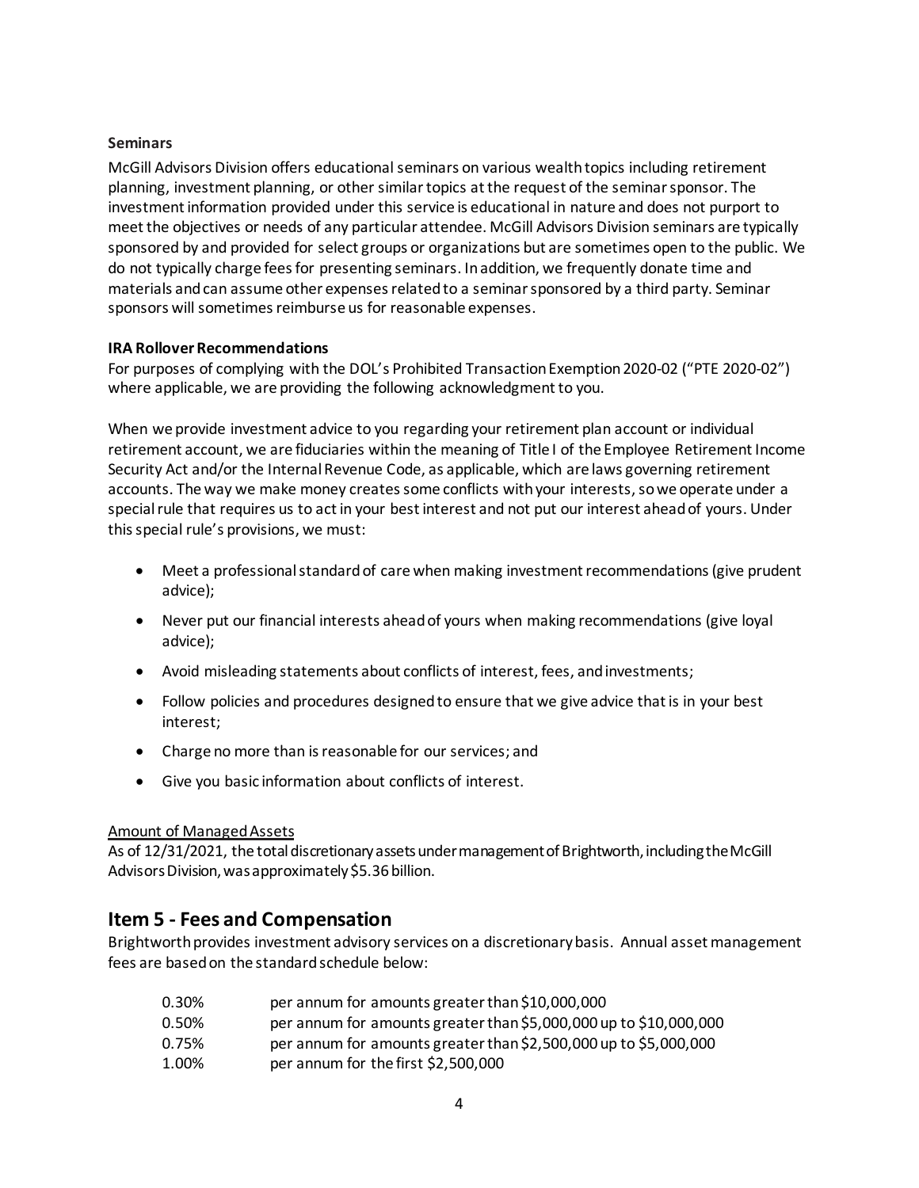**Seminars**

McGill Advisors Division offers educational seminars on various wealth topics including retirement planning, investment planning, or other similar topics at the request of the seminar sponsor. The investment information provided under this service is educational in nature and does not purport to meet the objectives or needs of any particular attendee. McGill Advisors Division seminars are typically sponsored by and provided for select groups or organizations but are sometimes open to the public. We do not typically charge fees for presenting seminars. In addition, we frequently donate time and materials and can assume other expenses related to a seminar sponsored by a third party. Seminar sponsors will sometimes reimburse us for reasonable expenses.

**IRA Rollover Recommendations**

For purposes of complying with the DOL's Prohibited Transaction Exemption 2020-02 ("PTE 2020-02") where applicable, we are providing the following acknowledgment to you.

When we provide investment advice to you regarding your retirement plan account or individual retirement account, we are fiduciaries within the meaning of Title I of the Employee Retirement Income Security Act and/or the Internal Revenue Code, as applicable, which are laws governing retirement accounts. The way we make money creates some conflicts with your interests, so we operate under a special rule that requires us to act in your best interest and not put our interest ahead of yours. Under this special rule's provisions, we must:

- Meet a professional standard of care when making investment recommendations (give prudent advice);
- Never put our financial interests ahead of yours when making recommendations (give loyal advice);
- Avoid misleading statements about conflicts of interest, fees, and investments;
- Follow policies and procedures designed to ensure that we give advice that is in your best interest;
- Charge no more than is reasonable for our services; and
- Give you basic information about conflicts of interest.

Amount of Managed Assets

As of 12/31/2021, the total discretionary assets under management of Brightworth, including the McGill Advisors Division, was approximately $5.36 billion.

## Item 5 - Fees and Compensation

Brightworth provides investment advisory services on a discretionary basis. Annual asset management fees are based on the standard schedule below:

| | |
|---|---|
| 0.30% | per annum for amounts greater than $10,000,000 |
| 0.50% | per annum for amounts greater than $5,000,000 up to $10,000,000 |
| 0.75% | per annum for amounts greater than $2,500,000 up to $5,000,000 |
| 1.00% | per annum for the first $2,500,000 |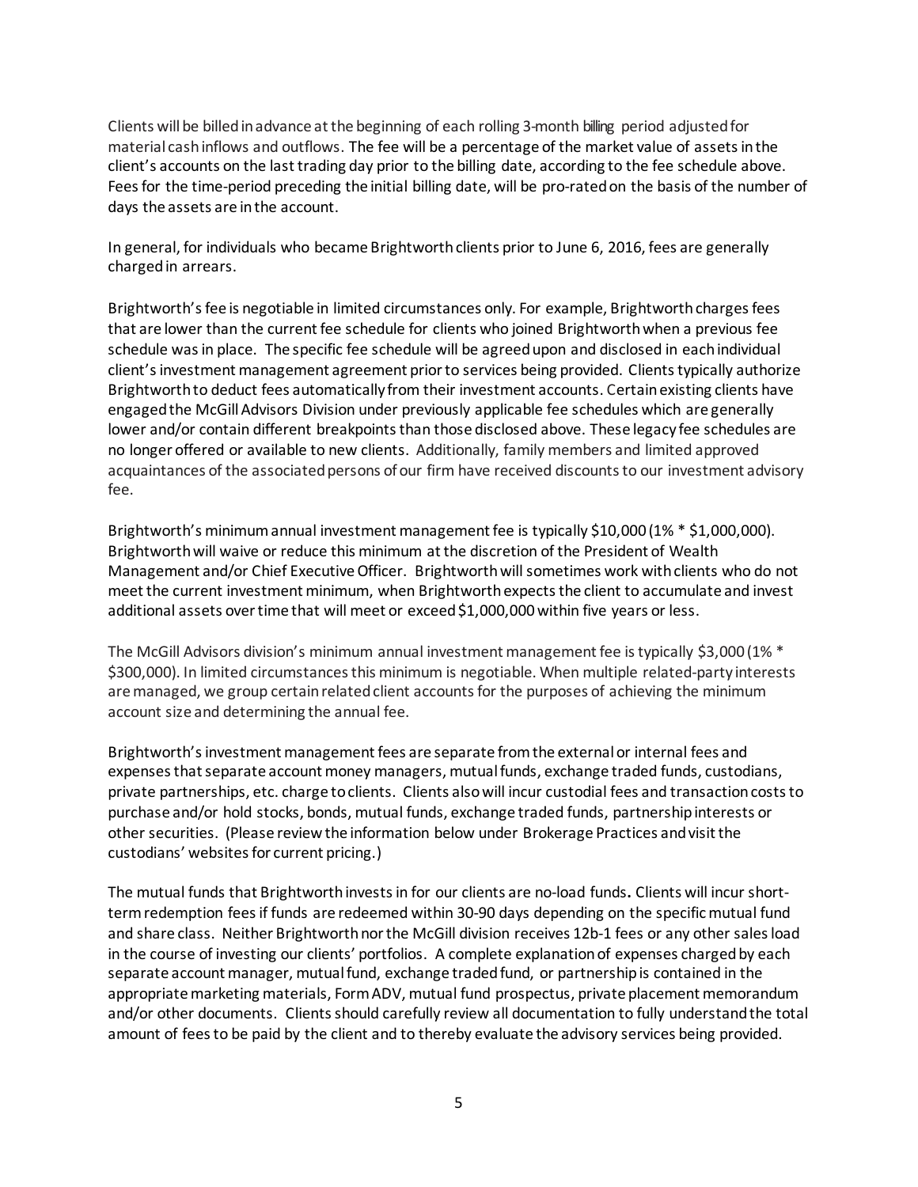Clients will be billed in advance at the beginning of each rolling 3-month billing period adjusted for material cash inflows and outflows. The fee will be a percentage of the market value of assets in the client's accounts on the last trading day prior to the billing date, according to the fee schedule above. Fees for the time-period preceding the initial billing date, will be pro-rated on the basis of the number of days the assets are in the account.

In general, for individuals who became Brightworth clients prior to June 6, 2016, fees are generally charged in arrears.

Brightworth's fee is negotiable in limited circumstances only. For example, Brightworth charges fees that are lower than the current fee schedule for clients who joined Brightworth when a previous fee schedule was in place. The specific fee schedule will be agreed upon and disclosed in each individual client's investment management agreement prior to services being provided. Clients typically authorize Brightworth to deduct fees automatically from their investment accounts. Certain existing clients have engaged the McGill Advisors Division under previously applicable fee schedules which are generally lower and/or contain different breakpoints than those disclosed above. These legacy fee schedules are no longer offered or available to new clients. Additionally, family members and limited approved acquaintances of the associated persons of our firm have received discounts to our investment advisory fee.

Brightworth's minimum annual investment management fee is typically $10,000 (1% * $1,000,000). Brightworth will waive or reduce this minimum at the discretion of the President of Wealth Management and/or Chief Executive Officer. Brightworth will sometimes work with clients who do not meet the current investment minimum, when Brightworth expects the client to accumulate and invest additional assets over time that will meet or exceed $1,000,000 within five years or less.

The McGill Advisors division's minimum annual investment management fee is typically $3,000 (1% * $300,000). In limited circumstances this minimum is negotiable. When multiple related-party interests are managed, we group certain related client accounts for the purposes of achieving the minimum account size and determining the annual fee.

Brightworth's investment management fees are separate from the external or internal fees and expenses that separate account money managers, mutual funds, exchange traded funds, custodians, private partnerships, etc. charge to clients. Clients also will incur custodial fees and transaction costs to purchase and/or hold stocks, bonds, mutual funds, exchange traded funds, partnership interests or other securities. (Please review the information below under Brokerage Practices and visit the custodians' websites for current pricing.)

The mutual funds that Brightworth invests in for our clients are no-load funds**.** Clients will incur short-term redemption fees if funds are redeemed within 30-90 days depending on the specific mutual fund and share class. Neither Brightworth nor the McGill division receives 12b-1 fees or any other sales load in the course of investing our clients' portfolios. A complete explanation of expenses charged by each separate account manager, mutual fund, exchange traded fund, or partnership is contained in the appropriate marketing materials, Form ADV, mutual fund prospectus, private placement memorandum and/or other documents. Clients should carefully review all documentation to fully understand the total amount of fees to be paid by the client and to thereby evaluate the advisory services being provided.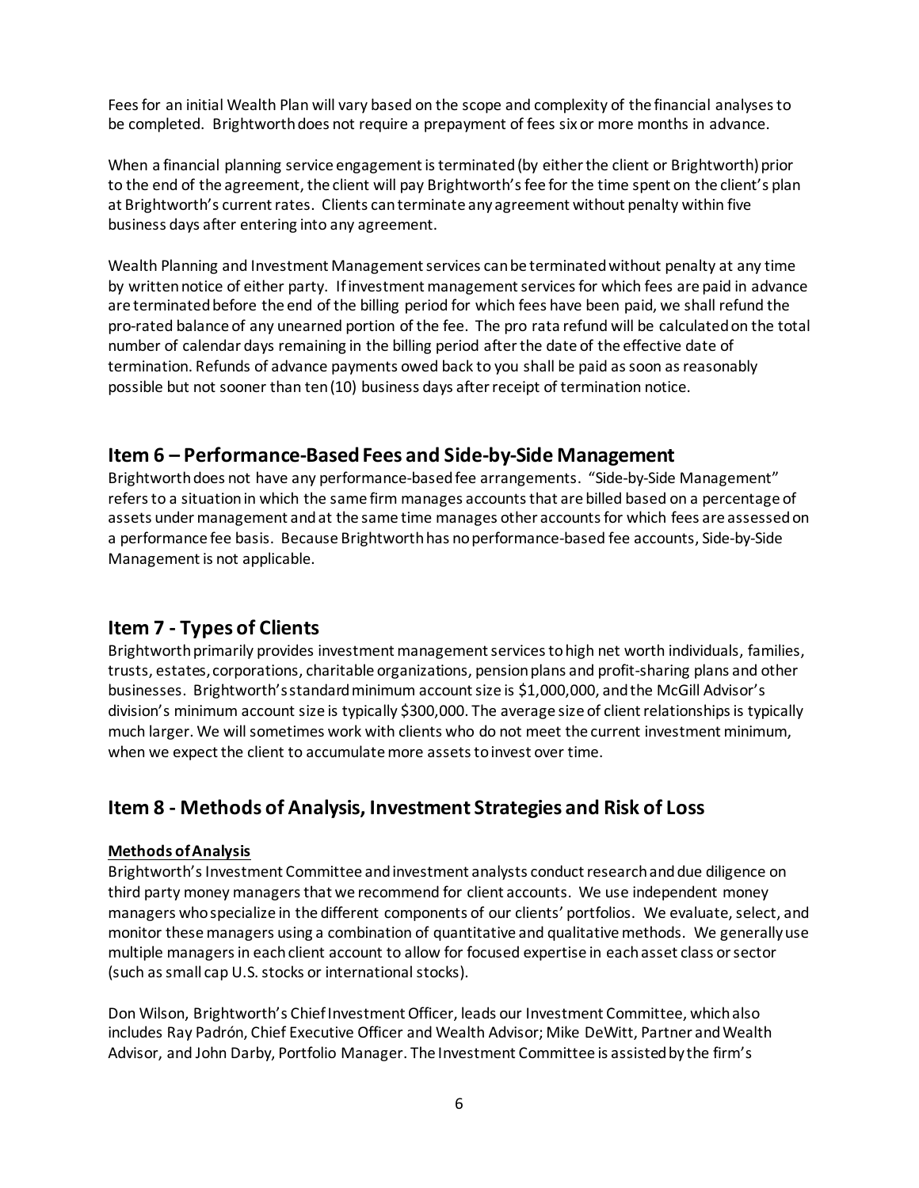Fees for an initial Wealth Plan will vary based on the scope and complexity of the financial analyses to be completed. Brightworth does not require a prepayment of fees six or more months in advance.

When a financial planning service engagement is terminated (by either the client or Brightworth) prior to the end of the agreement, the client will pay Brightworth's fee for the time spent on the client's plan at Brightworth's current rates. Clients can terminate any agreement without penalty within five business days after entering into any agreement.

Wealth Planning and Investment Management services can be terminated without penalty at any time by written notice of either party. If investment management services for which fees are paid in advance are terminated before the end of the billing period for which fees have been paid, we shall refund the pro-rated balance of any unearned portion of the fee. The pro rata refund will be calculated on the total number of calendar days remaining in the billing period after the date of the effective date of termination. Refunds of advance payments owed back to you shall be paid as soon as reasonably possible but not sooner than ten (10) business days after receipt of termination notice.

## Item 6 – Performance-Based Fees and Side-by-Side Management

Brightworth does not have any performance-based fee arrangements. "Side-by-Side Management" refers to a situation in which the same firm manages accounts that are billed based on a percentage of assets under management and at the same time manages other accounts for which fees are assessed on a performance fee basis. Because Brightworth has no performance-based fee accounts, Side-by-Side Management is not applicable.

## Item 7 - Types of Clients

Brightworth primarily provides investment management services to high net worth individuals, families, trusts, estates, corporations, charitable organizations, pension plans and profit-sharing plans and other businesses. Brightworth's standard minimum account size is $1,000,000, and the McGill Advisor's division's minimum account size is typically $300,000. The average size of client relationships is typically much larger. We will sometimes work with clients who do not meet the current investment minimum, when we expect the client to accumulate more assets to invest over time.

## Item 8 - Methods of Analysis, Investment Strategies and Risk of Loss

**Methods of Analysis**

Brightworth's Investment Committee and investment analysts conduct research and due diligence on third party money managers that we recommend for client accounts. We use independent money managers who specialize in the different components of our clients' portfolios. We evaluate, select, and monitor these managers using a combination of quantitative and qualitative methods. We generally use multiple managers in each client account to allow for focused expertise in each asset class or sector (such as small cap U.S. stocks or international stocks).

Don Wilson, Brightworth's Chief Investment Officer, leads our Investment Committee, which also includes Ray Padrón, Chief Executive Officer and Wealth Advisor; Mike DeWitt, Partner and Wealth Advisor, and John Darby, Portfolio Manager. The Investment Committee is assisted by the firm's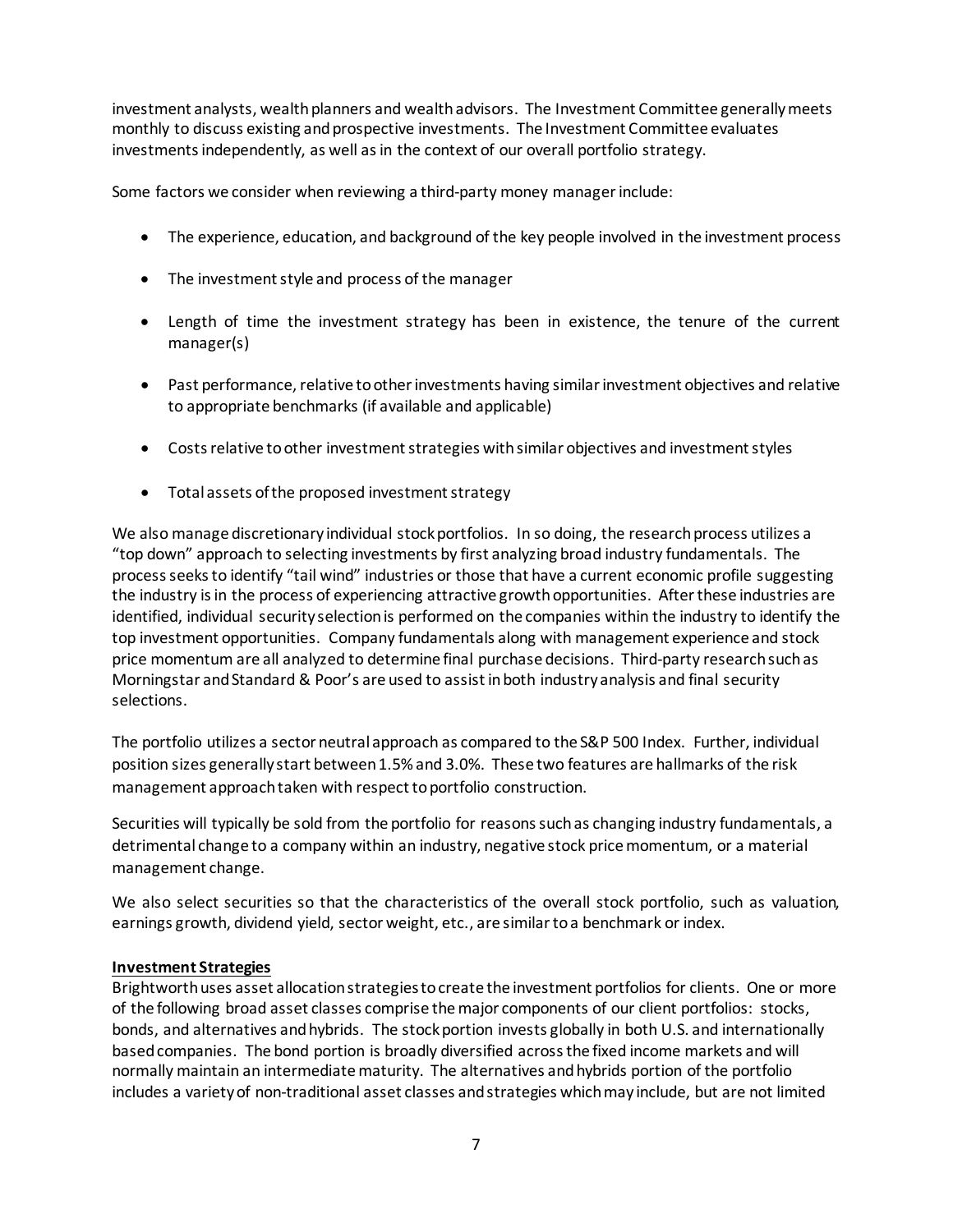investment analysts, wealth planners and wealth advisors. The Investment Committee generally meets monthly to discuss existing and prospective investments. The Investment Committee evaluates investments independently, as well as in the context of our overall portfolio strategy.

Some factors we consider when reviewing a third-party money manager include:

- The experience, education, and background of the key people involved in the investment process
- The investment style and process of the manager
- Length of time the investment strategy has been in existence, the tenure of the current manager(s)
- Past performance, relative to other investments having similar investment objectives and relative to appropriate benchmarks (if available and applicable)
- Costs relative to other investment strategies with similar objectives and investment styles
- Total assets of the proposed investment strategy

We also manage discretionary individual stock portfolios. In so doing, the research process utilizes a "top down" approach to selecting investments by first analyzing broad industry fundamentals. The process seeks to identify "tail wind" industries or those that have a current economic profile suggesting the industry is in the process of experiencing attractive growth opportunities. After these industries are identified, individual security selection is performed on the companies within the industry to identify the top investment opportunities. Company fundamentals along with management experience and stock price momentum are all analyzed to determine final purchase decisions. Third-party research such as Morningstar and Standard & Poor's are used to assist in both industry analysis and final security selections.

The portfolio utilizes a sector neutral approach as compared to the S&P 500 Index. Further, individual position sizes generally start between 1.5% and 3.0%. These two features are hallmarks of the risk management approach taken with respect to portfolio construction.

Securities will typically be sold from the portfolio for reasons such as changing industry fundamentals, a detrimental change to a company within an industry, negative stock price momentum, or a material management change.

We also select securities so that the characteristics of the overall stock portfolio, such as valuation, earnings growth, dividend yield, sector weight, etc., are similar to a benchmark or index.

**Investment Strategies**

Brightworth uses asset allocation strategies to create the investment portfolios for clients. One or more of the following broad asset classes comprise the major components of our client portfolios: stocks, bonds, and alternatives and hybrids. The stock portion invests globally in both U.S. and internationally based companies. The bond portion is broadly diversified across the fixed income markets and will normally maintain an intermediate maturity. The alternatives and hybrids portion of the portfolio includes a variety of non-traditional asset classes and strategies which may include, but are not limited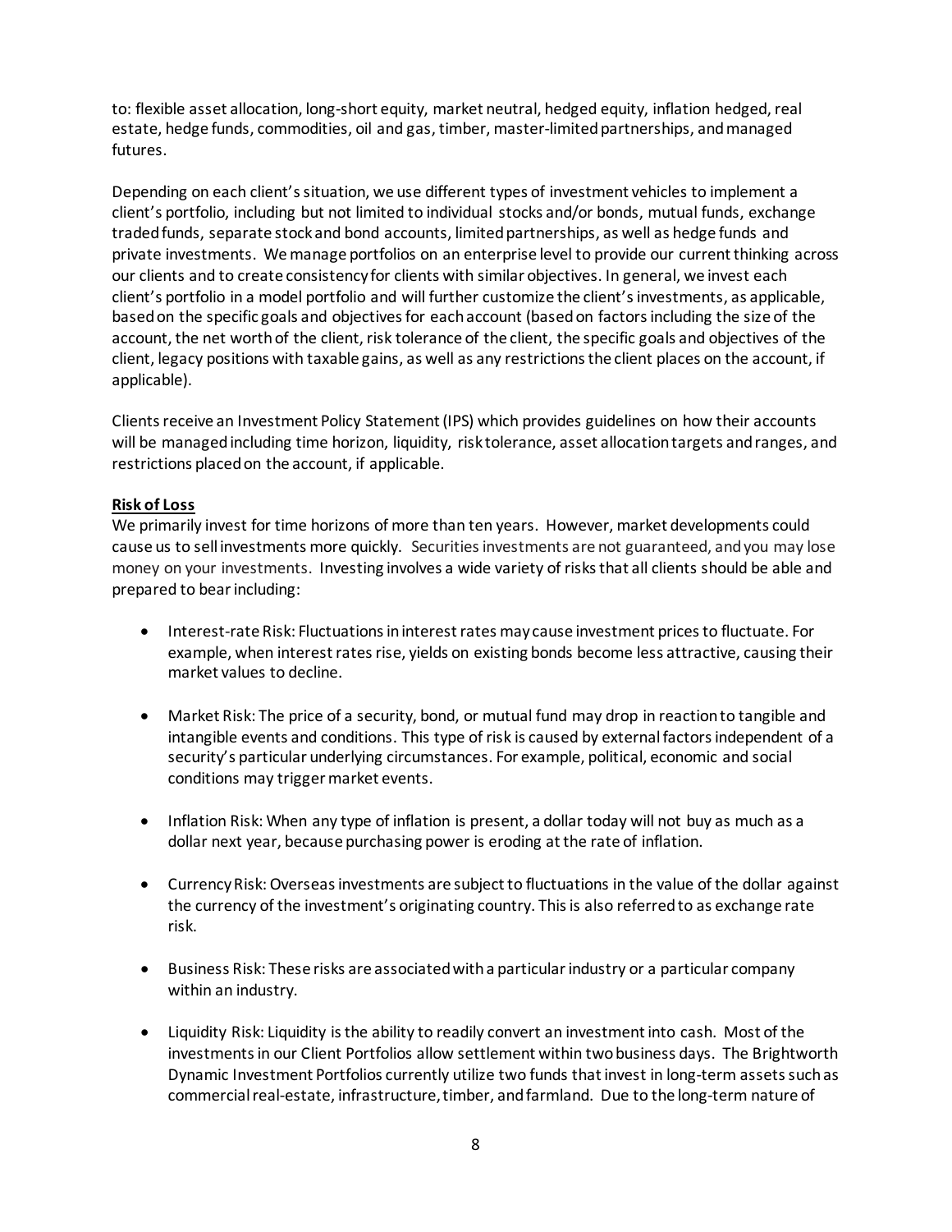to: flexible asset allocation, long-short equity, market neutral, hedged equity, inflation hedged, real estate, hedge funds, commodities, oil and gas, timber, master-limited partnerships, and managed futures.

Depending on each client's situation, we use different types of investment vehicles to implement a client's portfolio, including but not limited to individual stocks and/or bonds, mutual funds, exchange traded funds, separate stock and bond accounts, limited partnerships, as well as hedge funds and private investments. We manage portfolios on an enterprise level to provide our current thinking across our clients and to create consistency for clients with similar objectives. In general, we invest each client's portfolio in a model portfolio and will further customize the client's investments, as applicable, based on the specific goals and objectives for each account (based on factors including the size of the account, the net worth of the client, risk tolerance of the client, the specific goals and objectives of the client, legacy positions with taxable gains, as well as any restrictions the client places on the account, if applicable).

Clients receive an Investment Policy Statement (IPS) which provides guidelines on how their accounts will be managed including time horizon, liquidity, risk tolerance, asset allocation targets and ranges, and restrictions placed on the account, if applicable.

**Risk of Loss**

We primarily invest for time horizons of more than ten years. However, market developments could cause us to sell investments more quickly. Securities investments are not guaranteed, and you may lose money on your investments. Investing involves a wide variety of risks that all clients should be able and prepared to bear including:

- Interest-rate Risk: Fluctuations in interest rates may cause investment prices to fluctuate. For example, when interest rates rise, yields on existing bonds become less attractive, causing their market values to decline.

- Market Risk: The price of a security, bond, or mutual fund may drop in reaction to tangible and intangible events and conditions. This type of risk is caused by external factors independent of a security's particular underlying circumstances. For example, political, economic and social conditions may trigger market events.

- Inflation Risk: When any type of inflation is present, a dollar today will not buy as much as a dollar next year, because purchasing power is eroding at the rate of inflation.

- Currency Risk: Overseas investments are subject to fluctuations in the value of the dollar against the currency of the investment's originating country. This is also referred to as exchange rate risk.

- Business Risk: These risks are associated with a particular industry or a particular company within an industry.

- Liquidity Risk: Liquidity is the ability to readily convert an investment into cash. Most of the investments in our Client Portfolios allow settlement within two business days. The Brightworth Dynamic Investment Portfolios currently utilize two funds that invest in long-term assets such as commercial real-estate, infrastructure, timber, and farmland. Due to the long-term nature of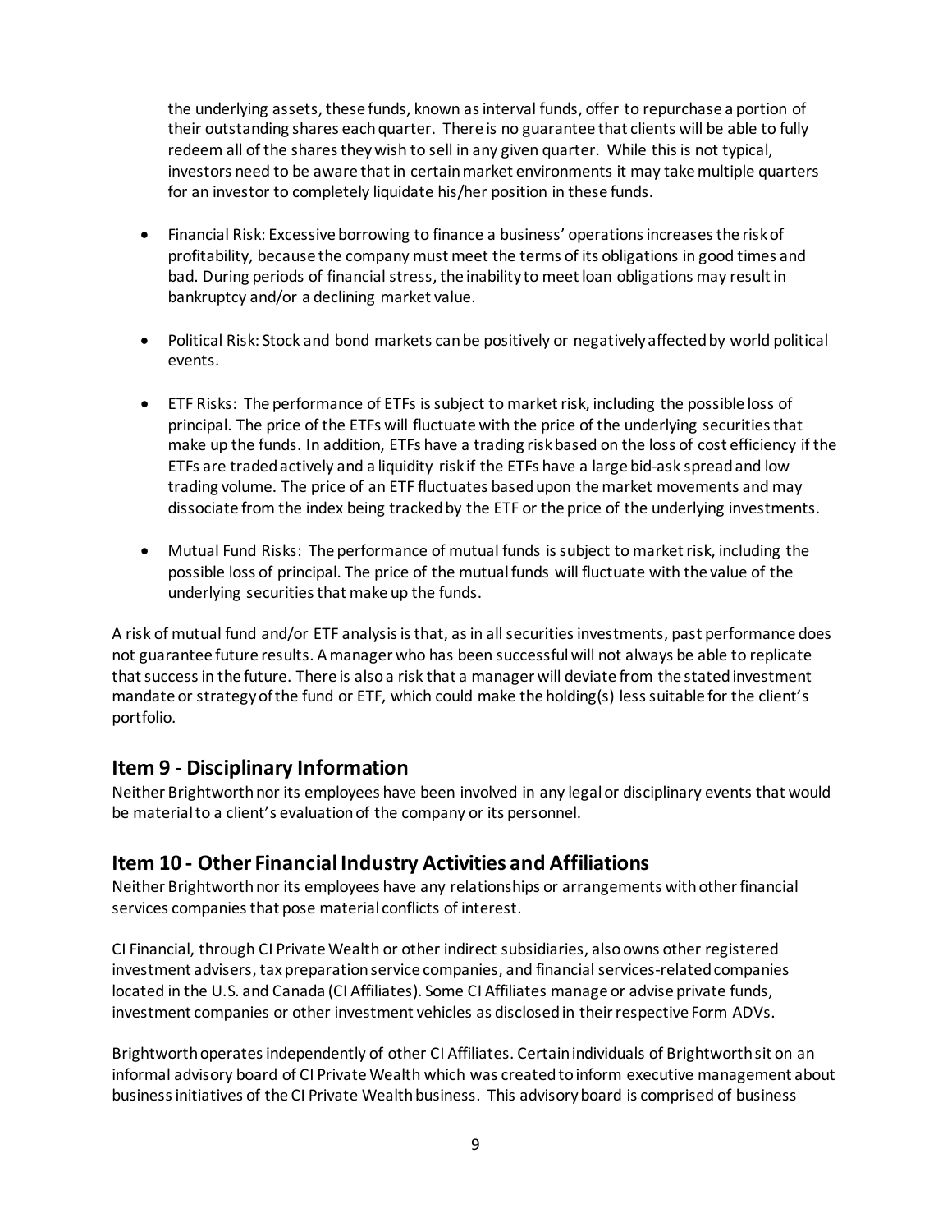the underlying assets, these funds, known as interval funds, offer to repurchase a portion of their outstanding shares each quarter. There is no guarantee that clients will be able to fully redeem all of the shares they wish to sell in any given quarter. While this is not typical, investors need to be aware that in certain market environments it may take multiple quarters for an investor to completely liquidate his/her position in these funds.

- Financial Risk: Excessive borrowing to finance a business' operations increases the risk of profitability, because the company must meet the terms of its obligations in good times and bad. During periods of financial stress, the inability to meet loan obligations may result in bankruptcy and/or a declining market value.

- Political Risk: Stock and bond markets can be positively or negatively affected by world political events.

- ETF Risks: The performance of ETFs is subject to market risk, including the possible loss of principal. The price of the ETFs will fluctuate with the price of the underlying securities that make up the funds. In addition, ETFs have a trading risk based on the loss of cost efficiency if the ETFs are traded actively and a liquidity risk if the ETFs have a large bid-ask spread and low trading volume. The price of an ETF fluctuates based upon the market movements and may dissociate from the index being tracked by the ETF or the price of the underlying investments.

- Mutual Fund Risks: The performance of mutual funds is subject to market risk, including the possible loss of principal. The price of the mutual funds will fluctuate with the value of the underlying securities that make up the funds.

A risk of mutual fund and/or ETF analysis is that, as in all securities investments, past performance does not guarantee future results. A manager who has been successful will not always be able to replicate that success in the future. There is also a risk that a manager will deviate from the stated investment mandate or strategy of the fund or ETF, which could make the holding(s) less suitable for the client's portfolio.

## Item 9 - Disciplinary Information

Neither Brightworth nor its employees have been involved in any legal or disciplinary events that would be material to a client's evaluation of the company or its personnel.

## Item 10 - Other Financial Industry Activities and Affiliations

Neither Brightworth nor its employees have any relationships or arrangements with other financial services companies that pose material conflicts of interest.

CI Financial, through CI Private Wealth or other indirect subsidiaries, also owns other registered investment advisers, tax preparation service companies, and financial services-related companies located in the U.S. and Canada (CI Affiliates). Some CI Affiliates manage or advise private funds, investment companies or other investment vehicles as disclosed in their respective Form ADVs.

Brightworth operates independently of other CI Affiliates. Certain individuals of Brightworth sit on an informal advisory board of CI Private Wealth which was created to inform executive management about business initiatives of the CI Private Wealth business. This advisory board is comprised of business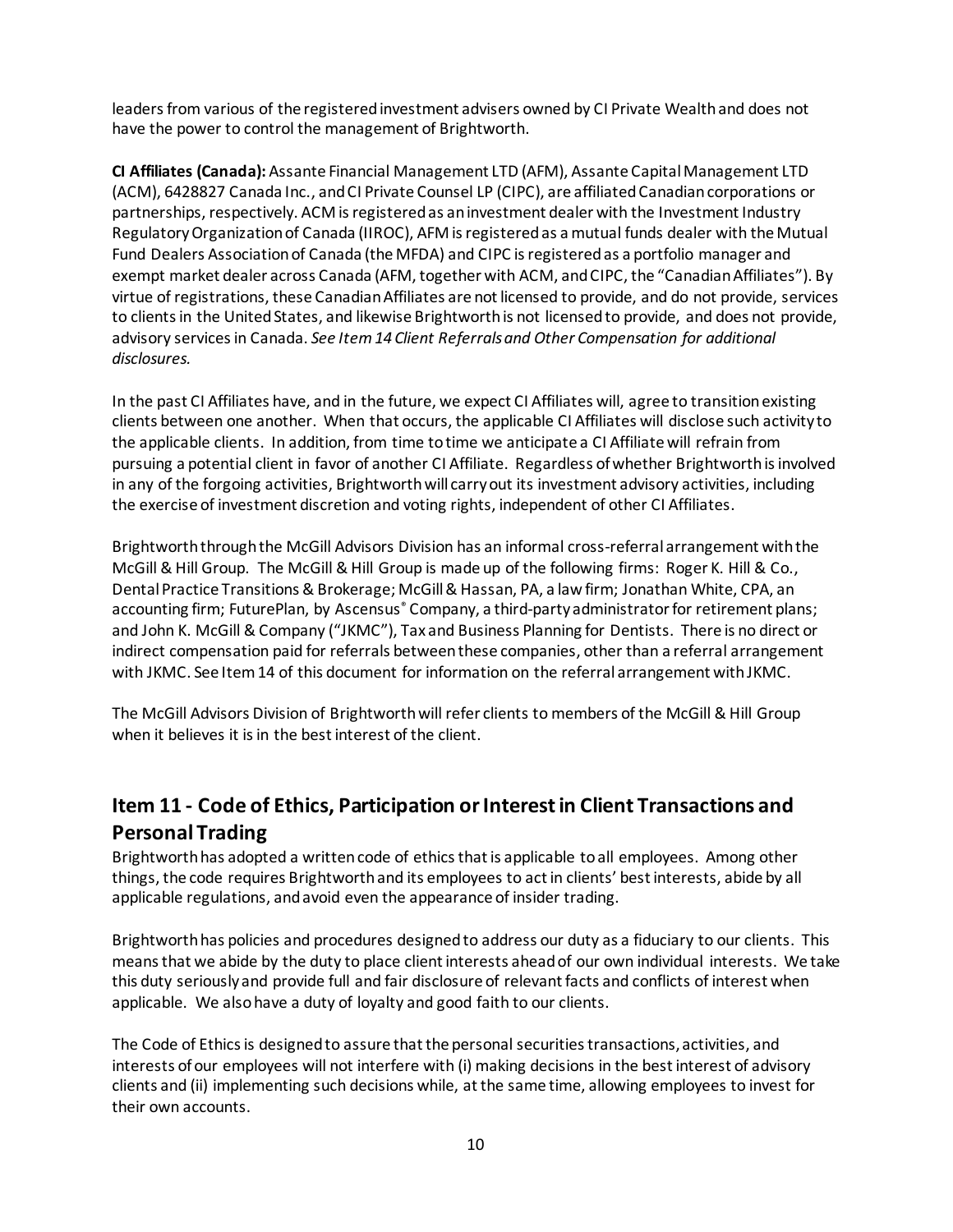leaders from various of the registered investment advisers owned by CI Private Wealth and does not have the power to control the management of Brightworth.

**CI Affiliates (Canada):** Assante Financial Management LTD (AFM), Assante Capital Management LTD (ACM), 6428827 Canada Inc., and CI Private Counsel LP (CIPC), are affiliated Canadian corporations or partnerships, respectively. ACM is registered as an investment dealer with the Investment Industry Regulatory Organization of Canada (IIROC), AFM is registered as a mutual funds dealer with the Mutual Fund Dealers Association of Canada (the MFDA) and CIPC is registered as a portfolio manager and exempt market dealer across Canada (AFM, together with ACM, and CIPC, the "Canadian Affiliates"). By virtue of registrations, these Canadian Affiliates are not licensed to provide, and do not provide, services to clients in the United States, and likewise Brightworth is not licensed to provide, and does not provide, advisory services in Canada. *See Item 14 Client Referrals and Other Compensation for additional disclosures.*

In the past CI Affiliates have, and in the future, we expect CI Affiliates will, agree to transition existing clients between one another. When that occurs, the applicable CI Affiliates will disclose such activity to the applicable clients. In addition, from time to time we anticipate a CI Affiliate will refrain from pursuing a potential client in favor of another CI Affiliate. Regardless of whether Brightworth is involved in any of the forgoing activities, Brightworth will carry out its investment advisory activities, including the exercise of investment discretion and voting rights, independent of other CI Affiliates.

Brightworth through the McGill Advisors Division has an informal cross-referral arrangement with the McGill & Hill Group. The McGill & Hill Group is made up of the following firms: Roger K. Hill & Co., Dental Practice Transitions & Brokerage; McGill & Hassan, PA, a law firm; Jonathan White, CPA, an accounting firm; FuturePlan, by Ascensus® Company, a third-party administrator for retirement plans; and John K. McGill & Company ("JKMC"), Tax and Business Planning for Dentists. There is no direct or indirect compensation paid for referrals between these companies, other than a referral arrangement with JKMC. See Item 14 of this document for information on the referral arrangement with JKMC.

The McGill Advisors Division of Brightworth will refer clients to members of the McGill & Hill Group when it believes it is in the best interest of the client.

## Item 11 - Code of Ethics, Participation or Interest in Client Transactions and Personal Trading

Brightworth has adopted a written code of ethics that is applicable to all employees. Among other things, the code requires Brightworth and its employees to act in clients' best interests, abide by all applicable regulations, and avoid even the appearance of insider trading.

Brightworth has policies and procedures designed to address our duty as a fiduciary to our clients. This means that we abide by the duty to place client interests ahead of our own individual interests. We take this duty seriously and provide full and fair disclosure of relevant facts and conflicts of interest when applicable. We also have a duty of loyalty and good faith to our clients.

The Code of Ethics is designed to assure that the personal securities transactions, activities, and interests of our employees will not interfere with (i) making decisions in the best interest of advisory clients and (ii) implementing such decisions while, at the same time, allowing employees to invest for their own accounts.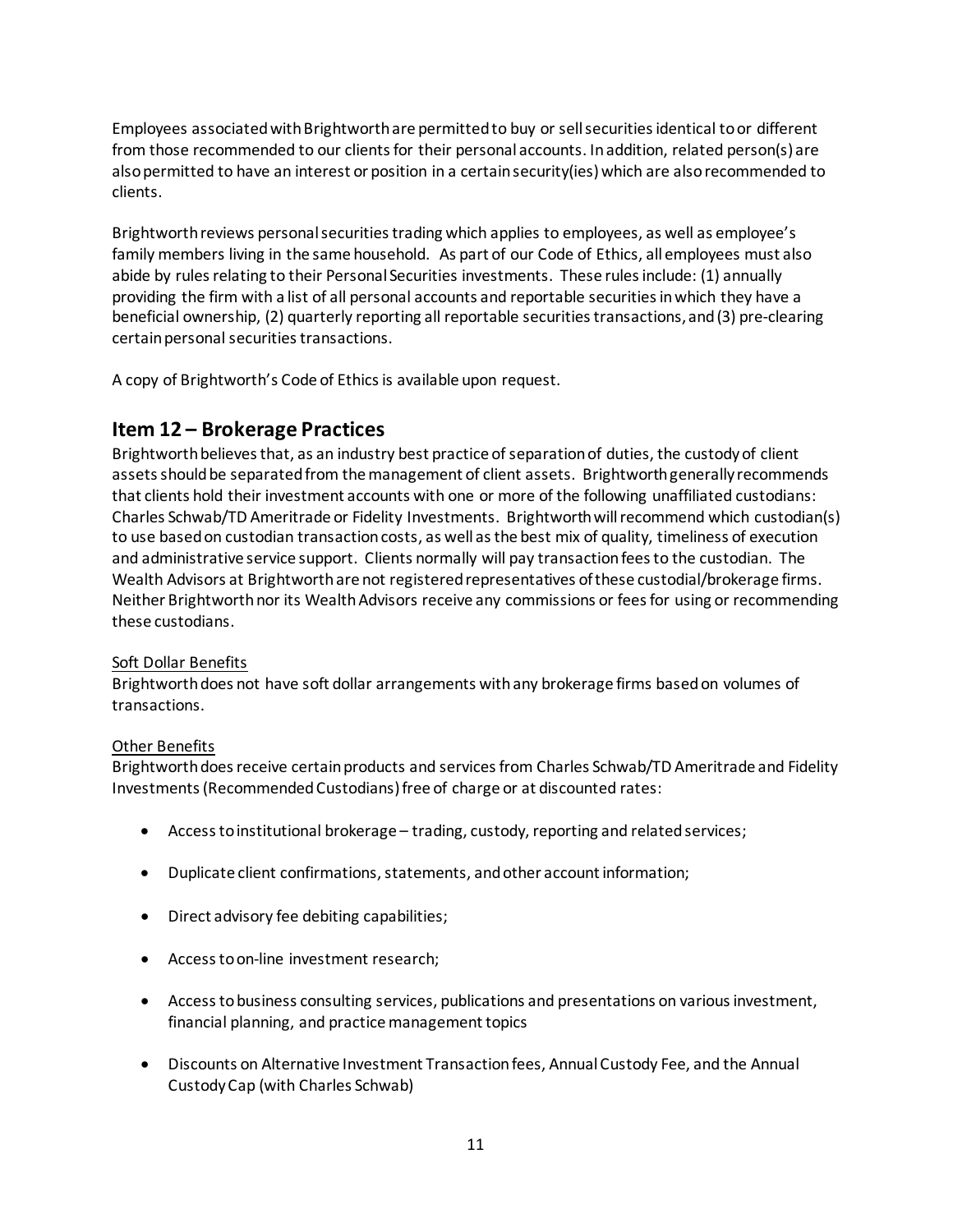Employees associated with Brightworth are permitted to buy or sell securities identical to or different from those recommended to our clients for their personal accounts. In addition, related person(s) are also permitted to have an interest or position in a certain security(ies) which are also recommended to clients.

Brightworth reviews personal securities trading which applies to employees, as well as employee's family members living in the same household. As part of our Code of Ethics, all employees must also abide by rules relating to their Personal Securities investments. These rules include: (1) annually providing the firm with a list of all personal accounts and reportable securities in which they have a beneficial ownership, (2) quarterly reporting all reportable securities transactions, and (3) pre-clearing certain personal securities transactions.

A copy of Brightworth's Code of Ethics is available upon request.

## Item 12 – Brokerage Practices

Brightworth believes that, as an industry best practice of separation of duties, the custody of client assets should be separated from the management of client assets. Brightworth generally recommends that clients hold their investment accounts with one or more of the following unaffiliated custodians: Charles Schwab/TD Ameritrade or Fidelity Investments. Brightworth will recommend which custodian(s) to use based on custodian transaction costs, as well as the best mix of quality, timeliness of execution and administrative service support. Clients normally will pay transaction fees to the custodian. The Wealth Advisors at Brightworth are not registered representatives of these custodial/brokerage firms. Neither Brightworth nor its Wealth Advisors receive any commissions or fees for using or recommending these custodians.

<u>Soft Dollar Benefits</u>

Brightworth does not have soft dollar arrangements with any brokerage firms based on volumes of transactions.

<u>Other Benefits</u>

Brightworth does receive certain products and services from Charles Schwab/TD Ameritrade and Fidelity Investments (Recommended Custodians) free of charge or at discounted rates:

- Access to institutional brokerage – trading, custody, reporting and related services;
- Duplicate client confirmations, statements, and other account information;
- Direct advisory fee debiting capabilities;
- Access to on-line investment research;
- Access to business consulting services, publications and presentations on various investment, financial planning, and practice management topics
- Discounts on Alternative Investment Transaction fees, Annual Custody Fee, and the Annual Custody Cap (with Charles Schwab)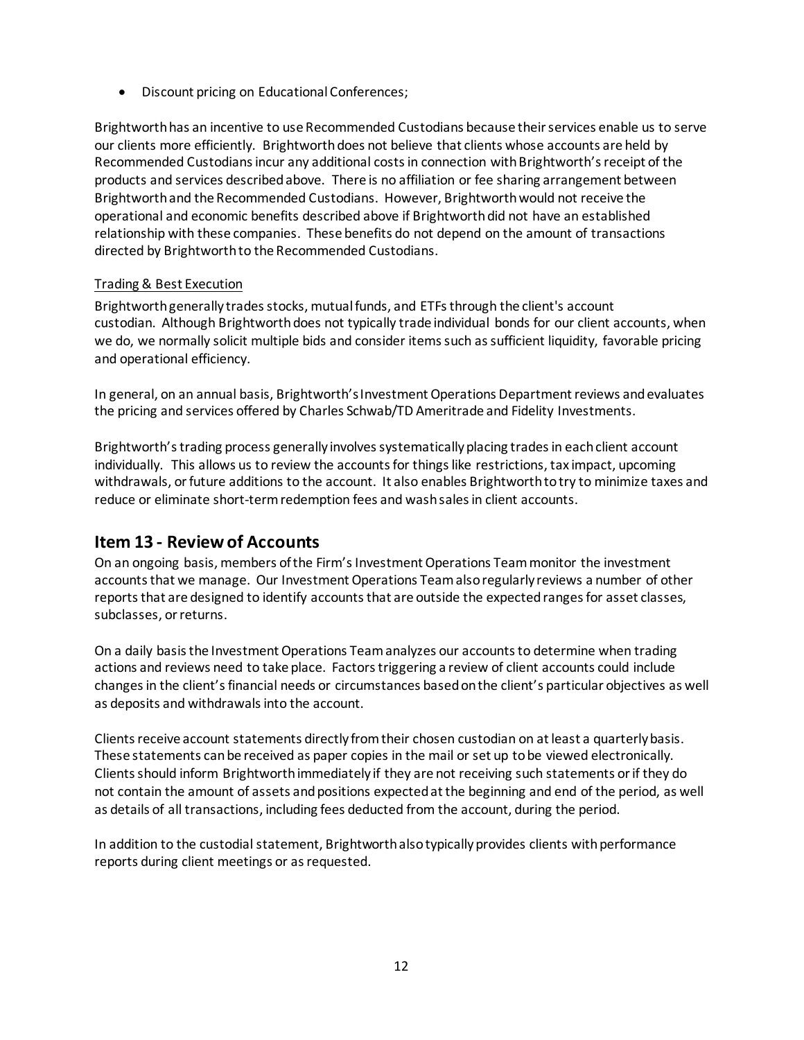- Discount pricing on Educational Conferences;

Brightworth has an incentive to use Recommended Custodians because their services enable us to serve our clients more efficiently. Brightworth does not believe that clients whose accounts are held by Recommended Custodians incur any additional costs in connection with Brightworth's receipt of the products and services described above. There is no affiliation or fee sharing arrangement between Brightworth and the Recommended Custodians. However, Brightworth would not receive the operational and economic benefits described above if Brightworth did not have an established relationship with these companies. These benefits do not depend on the amount of transactions directed by Brightworth to the Recommended Custodians.

Trading & Best Execution

Brightworth generally trades stocks, mutual funds, and ETFs through the client's account custodian. Although Brightworth does not typically trade individual bonds for our client accounts, when we do, we normally solicit multiple bids and consider items such as sufficient liquidity, favorable pricing and operational efficiency.

In general, on an annual basis, Brightworth's Investment Operations Department reviews and evaluates the pricing and services offered by Charles Schwab/TD Ameritrade and Fidelity Investments.

Brightworth's trading process generally involves systematically placing trades in each client account individually. This allows us to review the accounts for things like restrictions, tax impact, upcoming withdrawals, or future additions to the account. It also enables Brightworth to try to minimize taxes and reduce or eliminate short-term redemption fees and wash sales in client accounts.

## Item 13 - Review of Accounts

On an ongoing basis, members of the Firm's Investment Operations Team monitor the investment accounts that we manage. Our Investment Operations Team also regularly reviews a number of other reports that are designed to identify accounts that are outside the expected ranges for asset classes, subclasses, or returns.

On a daily basis the Investment Operations Team analyzes our accounts to determine when trading actions and reviews need to take place. Factors triggering a review of client accounts could include changes in the client's financial needs or circumstances based on the client's particular objectives as well as deposits and withdrawals into the account.

Clients receive account statements directly from their chosen custodian on at least a quarterly basis. These statements can be received as paper copies in the mail or set up to be viewed electronically. Clients should inform Brightworth immediately if they are not receiving such statements or if they do not contain the amount of assets and positions expected at the beginning and end of the period, as well as details of all transactions, including fees deducted from the account, during the period.

In addition to the custodial statement, Brightworth also typically provides clients with performance reports during client meetings or as requested.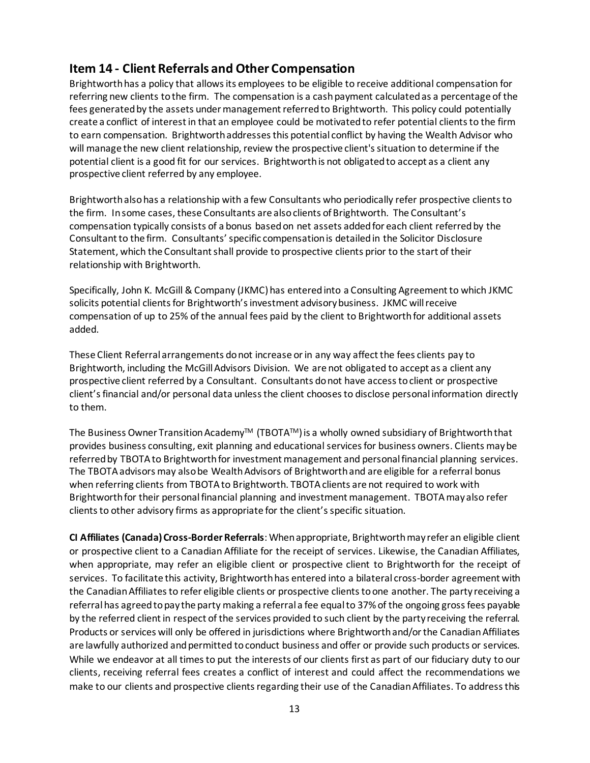## Item 14 - Client Referrals and Other Compensation

Brightworth has a policy that allows its employees to be eligible to receive additional compensation for referring new clients to the firm. The compensation is a cash payment calculated as a percentage of the fees generated by the assets under management referred to Brightworth. This policy could potentially create a conflict of interest in that an employee could be motivated to refer potential clients to the firm to earn compensation. Brightworth addresses this potential conflict by having the Wealth Advisor who will manage the new client relationship, review the prospective client's situation to determine if the potential client is a good fit for our services. Brightworth is not obligated to accept as a client any prospective client referred by any employee.

Brightworth also has a relationship with a few Consultants who periodically refer prospective clients to the firm. In some cases, these Consultants are also clients of Brightworth. The Consultant's compensation typically consists of a bonus based on net assets added for each client referred by the Consultant to the firm. Consultants' specific compensation is detailed in the Solicitor Disclosure Statement, which the Consultant shall provide to prospective clients prior to the start of their relationship with Brightworth.

Specifically, John K. McGill & Company (JKMC) has entered into a Consulting Agreement to which JKMC solicits potential clients for Brightworth's investment advisory business. JKMC will receive compensation of up to 25% of the annual fees paid by the client to Brightworth for additional assets added.

These Client Referral arrangements do not increase or in any way affect the fees clients pay to Brightworth, including the McGill Advisors Division. We are not obligated to accept as a client any prospective client referred by a Consultant. Consultants do not have access to client or prospective client's financial and/or personal data unless the client chooses to disclose personal information directly to them.

The Business Owner Transition Academy™ (TBOTA™) is a wholly owned subsidiary of Brightworth that provides business consulting, exit planning and educational services for business owners. Clients may be referred by TBOTA to Brightworth for investment management and personal financial planning services. The TBOTA advisors may also be Wealth Advisors of Brightworth and are eligible for a referral bonus when referring clients from TBOTA to Brightworth. TBOTA clients are not required to work with Brightworth for their personal financial planning and investment management. TBOTA may also refer clients to other advisory firms as appropriate for the client's specific situation.

**CI Affiliates (Canada) Cross-Border Referrals**: When appropriate, Brightworth may refer an eligible client or prospective client to a Canadian Affiliate for the receipt of services. Likewise, the Canadian Affiliates, when appropriate, may refer an eligible client or prospective client to Brightworth for the receipt of services. To facilitate this activity, Brightworth has entered into a bilateral cross-border agreement with the Canadian Affiliates to refer eligible clients or prospective clients to one another. The party receiving a referral has agreed to pay the party making a referral a fee equal to 37% of the ongoing gross fees payable by the referred client in respect of the services provided to such client by the party receiving the referral. Products or services will only be offered in jurisdictions where Brightworth and/or the Canadian Affiliates are lawfully authorized and permitted to conduct business and offer or provide such products or services. While we endeavor at all times to put the interests of our clients first as part of our fiduciary duty to our clients, receiving referral fees creates a conflict of interest and could affect the recommendations we make to our clients and prospective clients regarding their use of the Canadian Affiliates. To address this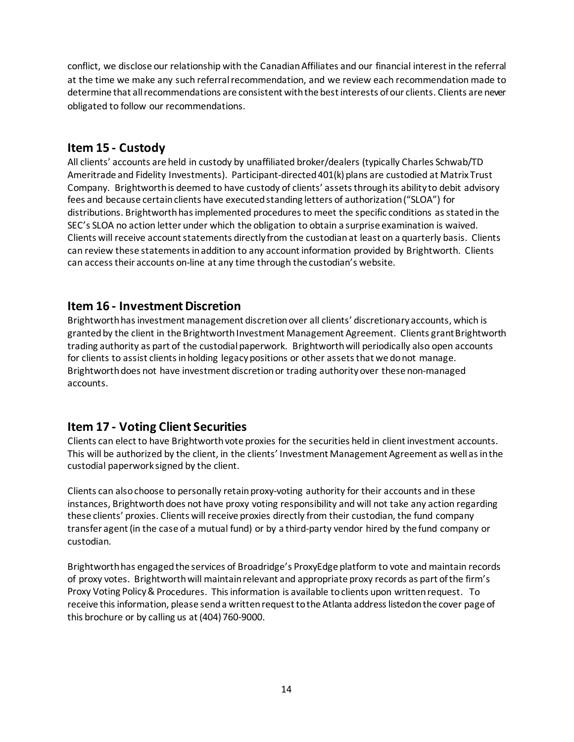conflict, we disclose our relationship with the Canadian Affiliates and our financial interest in the referral at the time we make any such referral recommendation, and we review each recommendation made to determine that all recommendations are consistent with the best interests of our clients. Clients are never obligated to follow our recommendations.

## Item 15 - Custody

All clients' accounts are held in custody by unaffiliated broker/dealers (typically Charles Schwab/TD Ameritrade and Fidelity Investments). Participant-directed 401(k) plans are custodied at Matrix Trust Company. Brightworth is deemed to have custody of clients' assets through its ability to debit advisory fees and because certain clients have executed standing letters of authorization ("SLOA") for distributions. Brightworth has implemented procedures to meet the specific conditions as stated in the SEC's SLOA no action letter under which the obligation to obtain a surprise examination is waived. Clients will receive account statements directly from the custodian at least on a quarterly basis. Clients can review these statements in addition to any account information provided by Brightworth. Clients can access their accounts on-line at any time through the custodian's website.

## Item 16 - Investment Discretion

Brightworth has investment management discretion over all clients' discretionary accounts, which is granted by the client in the Brightworth Investment Management Agreement. Clients grant Brightworth trading authority as part of the custodial paperwork. Brightworth will periodically also open accounts for clients to assist clients in holding legacy positions or other assets that we do not manage. Brightworth does not have investment discretion or trading authority over these non-managed accounts.

## Item 17 - Voting Client Securities

Clients can elect to have Brightworth vote proxies for the securities held in client investment accounts. This will be authorized by the client, in the clients' Investment Management Agreement as well as in the custodial paperwork signed by the client.

Clients can also choose to personally retain proxy-voting authority for their accounts and in these instances, Brightworth does not have proxy voting responsibility and will not take any action regarding these clients' proxies. Clients will receive proxies directly from their custodian, the fund company transfer agent (in the case of a mutual fund) or by a third-party vendor hired by the fund company or custodian.

Brightworth has engaged the services of Broadridge's ProxyEdge platform to vote and maintain records of proxy votes. Brightworth will maintain relevant and appropriate proxy records as part of the firm's Proxy Voting Policy & Procedures. This information is available to clients upon written request. To receive this information, please send a written request to the Atlanta address listed on the cover page of this brochure or by calling us at (404) 760-9000.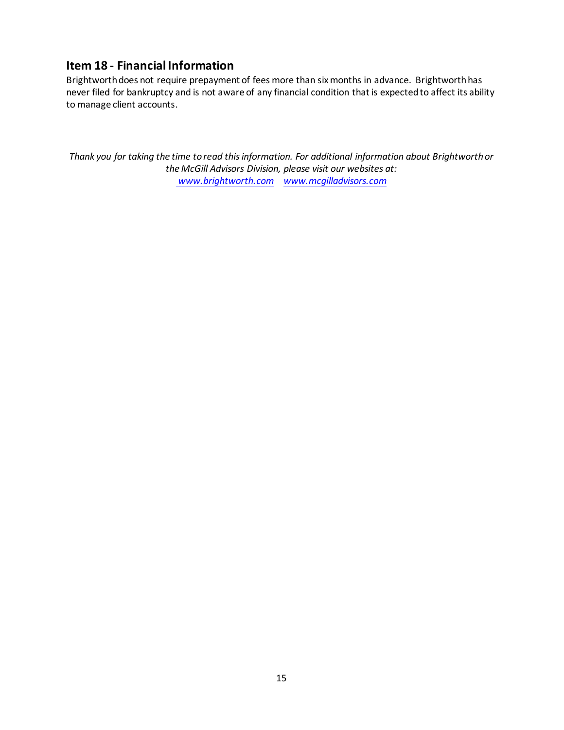## Item 18 - Financial Information

Brightworth does not require prepayment of fees more than six months in advance. Brightworth has never filed for bankruptcy and is not aware of any financial condition that is expected to affect its ability to manage client accounts.

*Thank you for taking the time to read this information. For additional information about Brightworth or the McGill Advisors Division, please visit our websites at:*
*[www.brightworth.com](http://www.brightworth.com)* *[www.mcgilladvisors.com](http://www.mcgilladvisors.com)*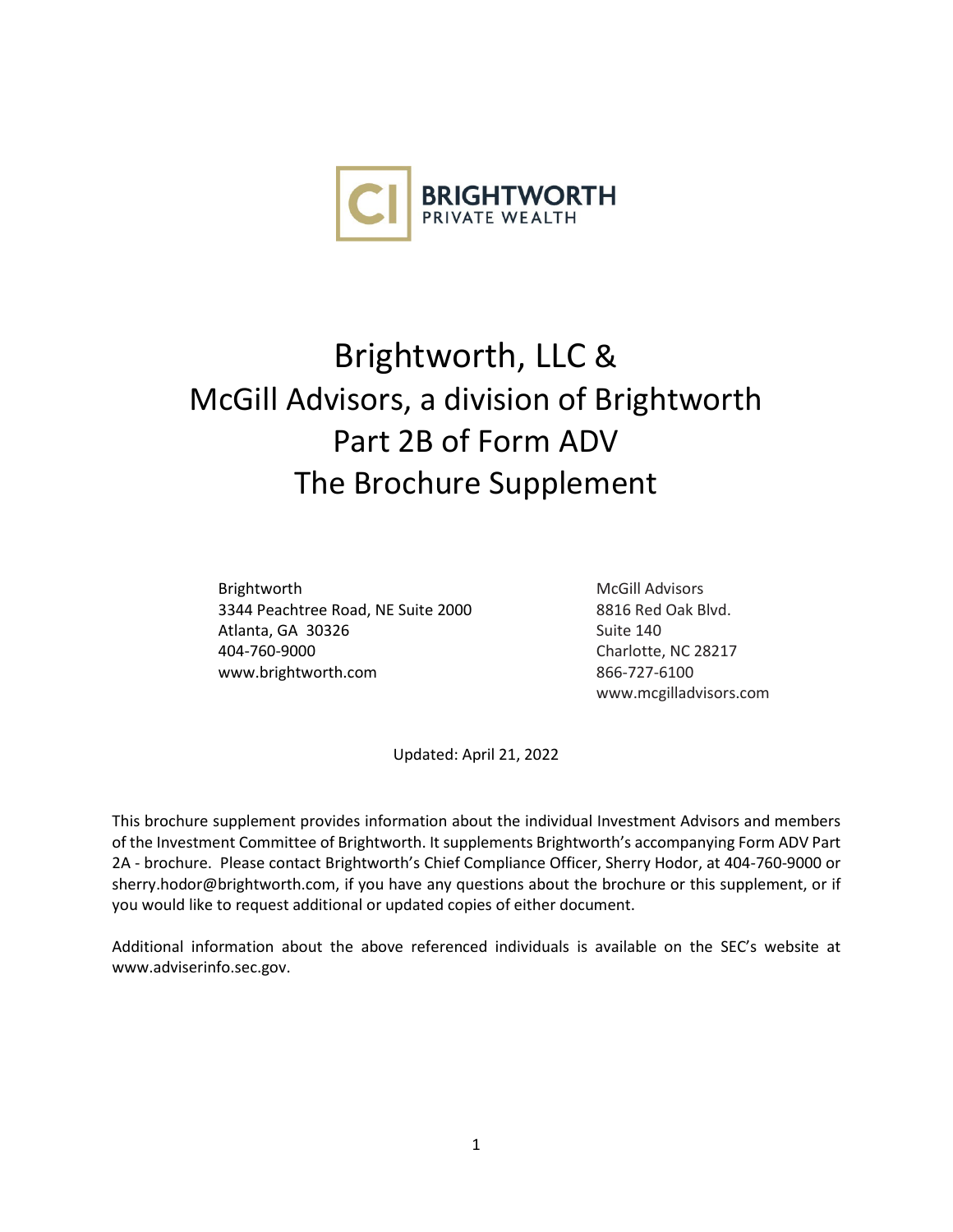# Brightworth, LLC & McGill Advisors, a division of Brightworth Part 2B of Form ADV The Brochure Supplement

Brightworth
3344 Peachtree Road, NE Suite 2000
Atlanta, GA 30326
404-760-9000
www.brightworth.com

McGill Advisors
8816 Red Oak Blvd.
Suite 140
Charlotte, NC 28217
866-727-6100
www.mcgilladvisors.com

Updated: April 21, 2022

This brochure supplement provides information about the individual Investment Advisors and members of the Investment Committee of Brightworth. It supplements Brightworth's accompanying Form ADV Part 2A - brochure. Please contact Brightworth's Chief Compliance Officer, Sherry Hodor, at 404-760-9000 or sherry.hodor@brightworth.com, if you have any questions about the brochure or this supplement, or if you would like to request additional or updated copies of either document.

Additional information about the above referenced individuals is available on the SEC's website at www.adviserinfo.sec.gov.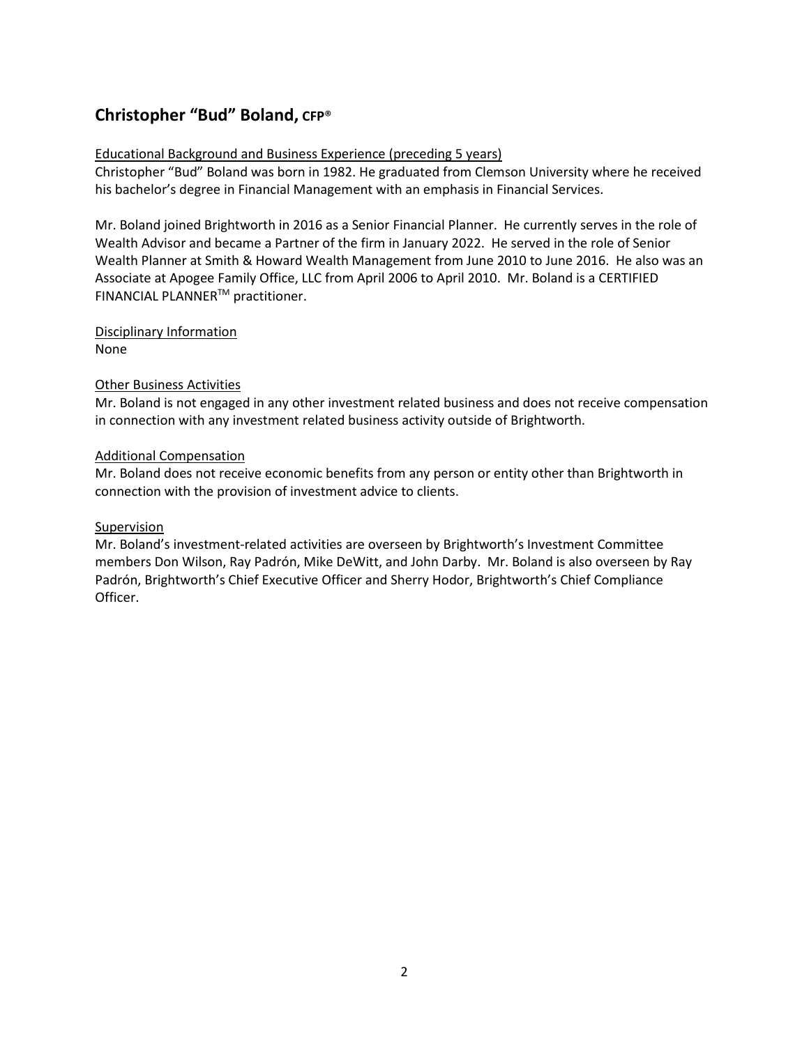## Christopher "Bud" Boland, CFP®

Educational Background and Business Experience (preceding 5 years)
Christopher "Bud" Boland was born in 1982. He graduated from Clemson University where he received his bachelor's degree in Financial Management with an emphasis in Financial Services.

Mr. Boland joined Brightworth in 2016 as a Senior Financial Planner. He currently serves in the role of Wealth Advisor and became a Partner of the firm in January 2022. He served in the role of Senior Wealth Planner at Smith & Howard Wealth Management from June 2010 to June 2016. He also was an Associate at Apogee Family Office, LLC from April 2006 to April 2010. Mr. Boland is a CERTIFIED FINANCIAL PLANNER™ practitioner.

Disciplinary Information
None

Other Business Activities
Mr. Boland is not engaged in any other investment related business and does not receive compensation in connection with any investment related business activity outside of Brightworth.

Additional Compensation
Mr. Boland does not receive economic benefits from any person or entity other than Brightworth in connection with the provision of investment advice to clients.

Supervision
Mr. Boland's investment-related activities are overseen by Brightworth's Investment Committee members Don Wilson, Ray Padrón, Mike DeWitt, and John Darby. Mr. Boland is also overseen by Ray Padrón, Brightworth's Chief Executive Officer and Sherry Hodor, Brightworth's Chief Compliance Officer.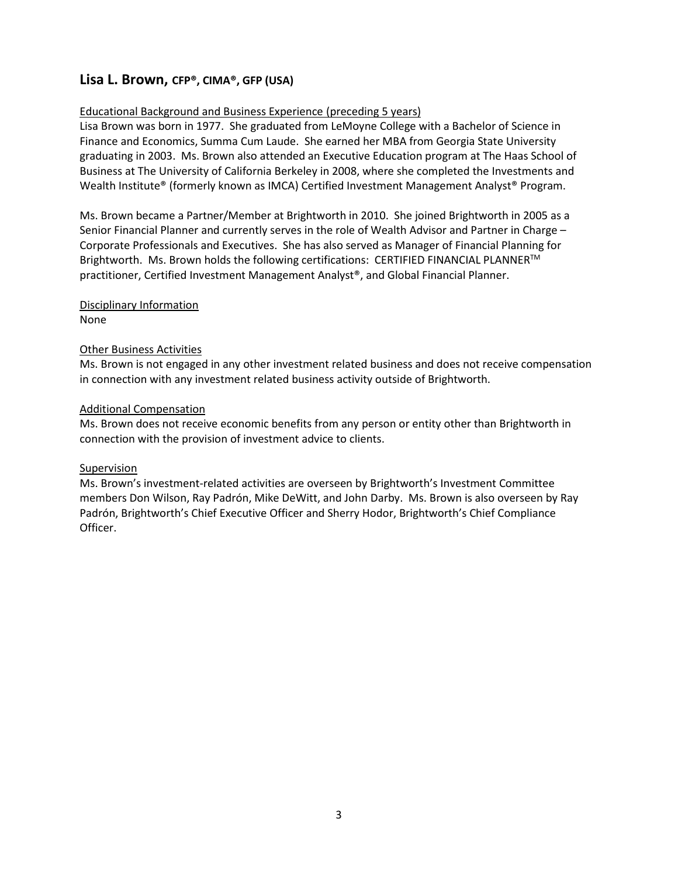## Lisa L. Brown, CFP®, CIMA®, GFP (USA)

Educational Background and Business Experience (preceding 5 years)

Lisa Brown was born in 1977. She graduated from LeMoyne College with a Bachelor of Science in Finance and Economics, Summa Cum Laude. She earned her MBA from Georgia State University graduating in 2003. Ms. Brown also attended an Executive Education program at The Haas School of Business at The University of California Berkeley in 2008, where she completed the Investments and Wealth Institute® (formerly known as IMCA) Certified Investment Management Analyst® Program.

Ms. Brown became a Partner/Member at Brightworth in 2010. She joined Brightworth in 2005 as a Senior Financial Planner and currently serves in the role of Wealth Advisor and Partner in Charge – Corporate Professionals and Executives. She has also served as Manager of Financial Planning for Brightworth. Ms. Brown holds the following certifications: CERTIFIED FINANCIAL PLANNER™ practitioner, Certified Investment Management Analyst®, and Global Financial Planner.

Disciplinary Information

None

Other Business Activities

Ms. Brown is not engaged in any other investment related business and does not receive compensation in connection with any investment related business activity outside of Brightworth.

Additional Compensation

Ms. Brown does not receive economic benefits from any person or entity other than Brightworth in connection with the provision of investment advice to clients.

Supervision

Ms. Brown's investment-related activities are overseen by Brightworth's Investment Committee members Don Wilson, Ray Padrón, Mike DeWitt, and John Darby. Ms. Brown is also overseen by Ray Padrón, Brightworth's Chief Executive Officer and Sherry Hodor, Brightworth's Chief Compliance Officer.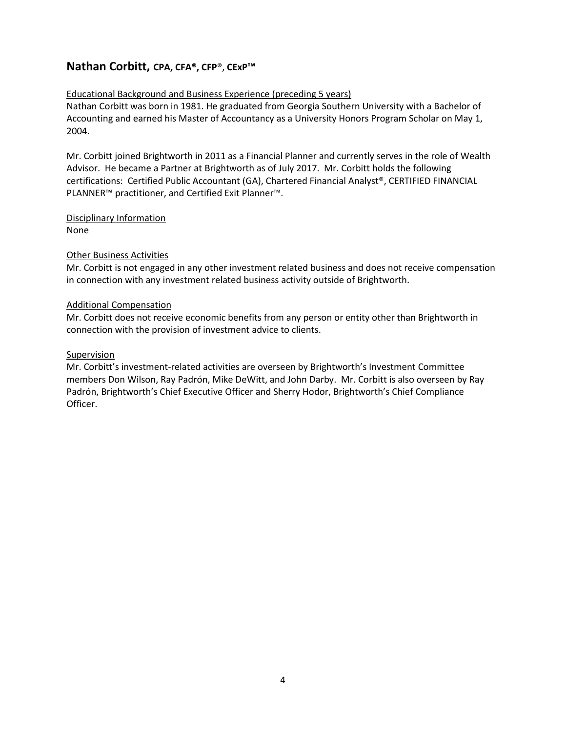## Nathan Corbitt, CPA, CFA®, CFP®, CExP™

Educational Background and Business Experience (preceding 5 years)

Nathan Corbitt was born in 1981. He graduated from Georgia Southern University with a Bachelor of Accounting and earned his Master of Accountancy as a University Honors Program Scholar on May 1, 2004.

Mr. Corbitt joined Brightworth in 2011 as a Financial Planner and currently serves in the role of Wealth Advisor. He became a Partner at Brightworth as of July 2017. Mr. Corbitt holds the following certifications: Certified Public Accountant (GA), Chartered Financial Analyst®, CERTIFIED FINANCIAL PLANNER™ practitioner, and Certified Exit Planner™.

Disciplinary Information

None

Other Business Activities

Mr. Corbitt is not engaged in any other investment related business and does not receive compensation in connection with any investment related business activity outside of Brightworth.

Additional Compensation

Mr. Corbitt does not receive economic benefits from any person or entity other than Brightworth in connection with the provision of investment advice to clients.

Supervision

Mr. Corbitt's investment-related activities are overseen by Brightworth's Investment Committee members Don Wilson, Ray Padrón, Mike DeWitt, and John Darby. Mr. Corbitt is also overseen by Ray Padrón, Brightworth's Chief Executive Officer and Sherry Hodor, Brightworth's Chief Compliance Officer.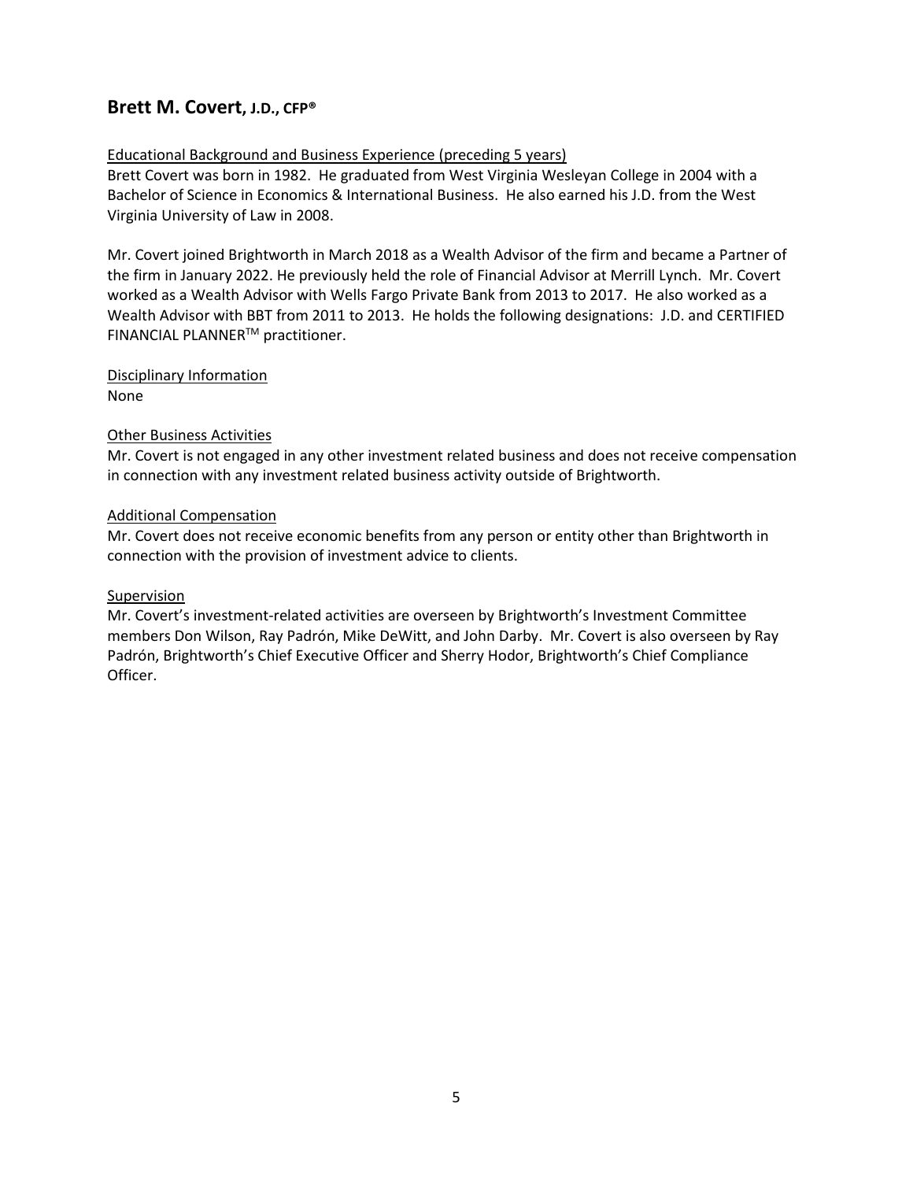## Brett M. Covert, J.D., CFP®

Educational Background and Business Experience (preceding 5 years)

Brett Covert was born in 1982. He graduated from West Virginia Wesleyan College in 2004 with a Bachelor of Science in Economics & International Business. He also earned his J.D. from the West Virginia University of Law in 2008.

Mr. Covert joined Brightworth in March 2018 as a Wealth Advisor of the firm and became a Partner of the firm in January 2022. He previously held the role of Financial Advisor at Merrill Lynch. Mr. Covert worked as a Wealth Advisor with Wells Fargo Private Bank from 2013 to 2017. He also worked as a Wealth Advisor with BBT from 2011 to 2013. He holds the following designations: J.D. and CERTIFIED FINANCIAL PLANNER™ practitioner.

Disciplinary Information

None

Other Business Activities

Mr. Covert is not engaged in any other investment related business and does not receive compensation in connection with any investment related business activity outside of Brightworth.

Additional Compensation

Mr. Covert does not receive economic benefits from any person or entity other than Brightworth in connection with the provision of investment advice to clients.

Supervision

Mr. Covert's investment-related activities are overseen by Brightworth's Investment Committee members Don Wilson, Ray Padrón, Mike DeWitt, and John Darby. Mr. Covert is also overseen by Ray Padrón, Brightworth's Chief Executive Officer and Sherry Hodor, Brightworth's Chief Compliance Officer.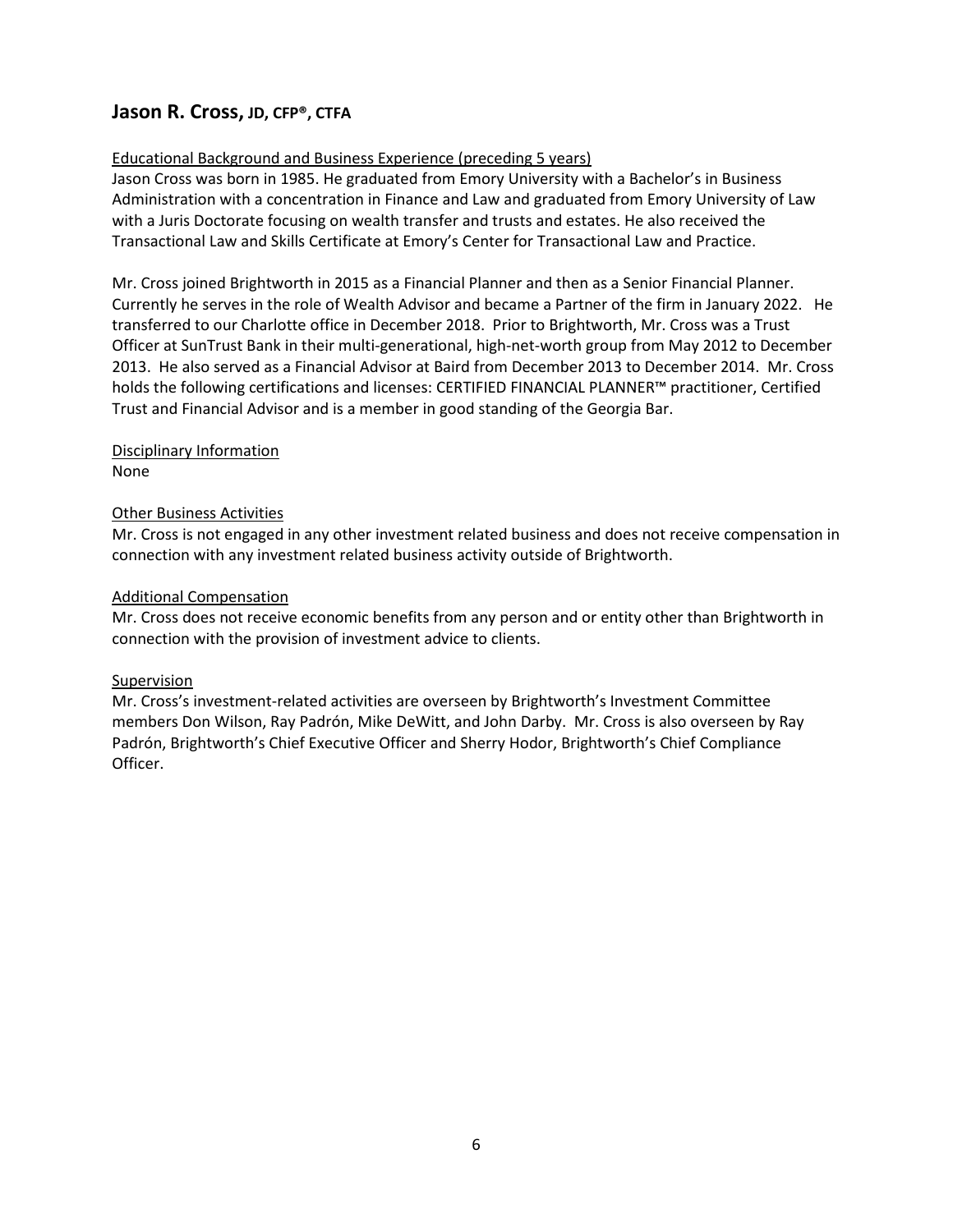## Jason R. Cross, JD, CFP®, CTFA

Educational Background and Business Experience (preceding 5 years)

Jason Cross was born in 1985. He graduated from Emory University with a Bachelor's in Business Administration with a concentration in Finance and Law and graduated from Emory University of Law with a Juris Doctorate focusing on wealth transfer and trusts and estates. He also received the Transactional Law and Skills Certificate at Emory's Center for Transactional Law and Practice.

Mr. Cross joined Brightworth in 2015 as a Financial Planner and then as a Senior Financial Planner. Currently he serves in the role of Wealth Advisor and became a Partner of the firm in January 2022. He transferred to our Charlotte office in December 2018. Prior to Brightworth, Mr. Cross was a Trust Officer at SunTrust Bank in their multi-generational, high-net-worth group from May 2012 to December 2013. He also served as a Financial Advisor at Baird from December 2013 to December 2014. Mr. Cross holds the following certifications and licenses: CERTIFIED FINANCIAL PLANNER™ practitioner, Certified Trust and Financial Advisor and is a member in good standing of the Georgia Bar.

Disciplinary Information

None

Other Business Activities

Mr. Cross is not engaged in any other investment related business and does not receive compensation in connection with any investment related business activity outside of Brightworth.

Additional Compensation

Mr. Cross does not receive economic benefits from any person and or entity other than Brightworth in connection with the provision of investment advice to clients.

Supervision

Mr. Cross's investment-related activities are overseen by Brightworth's Investment Committee members Don Wilson, Ray Padrón, Mike DeWitt, and John Darby. Mr. Cross is also overseen by Ray Padrón, Brightworth's Chief Executive Officer and Sherry Hodor, Brightworth's Chief Compliance Officer.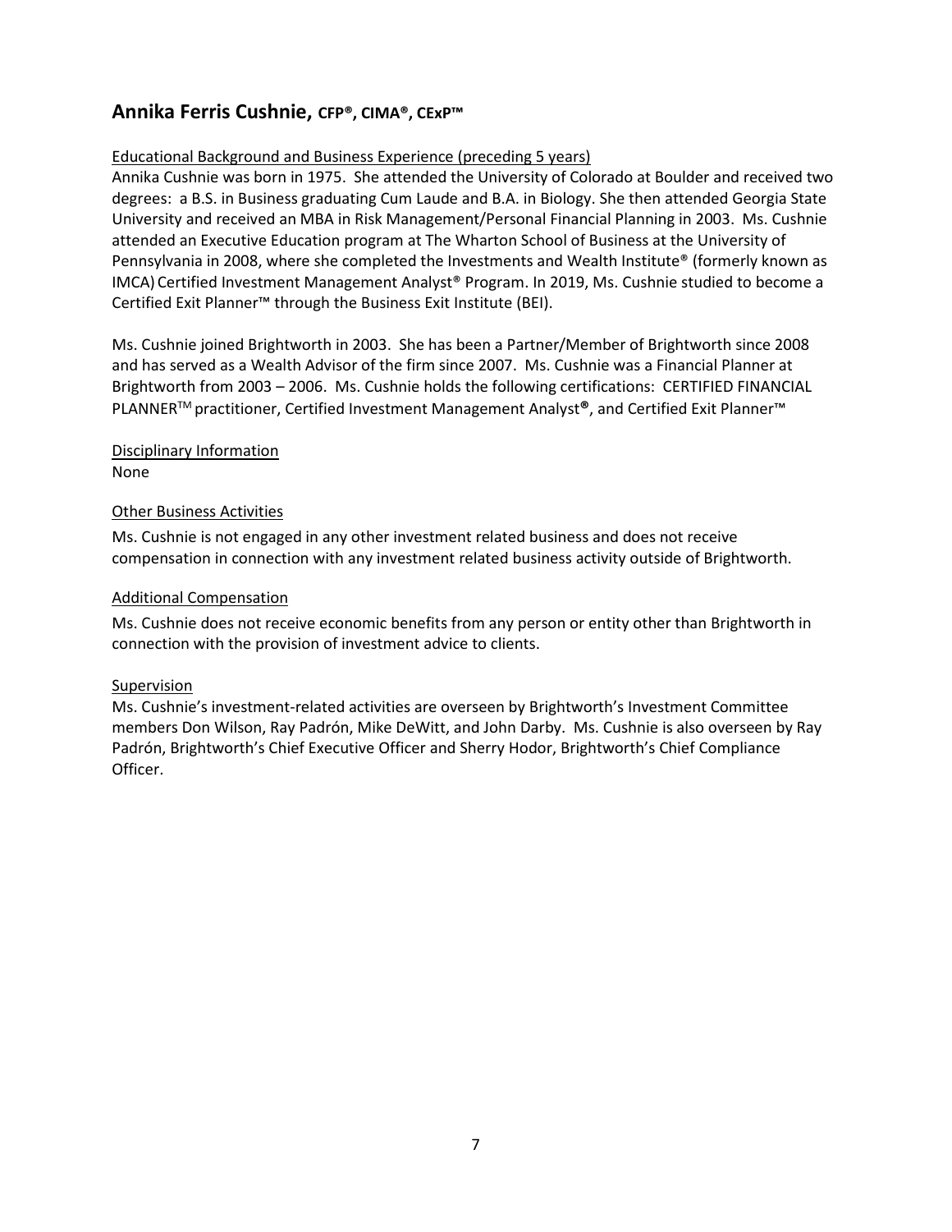## Annika Ferris Cushnie, CFP®, CIMA®, CExP™

Educational Background and Business Experience (preceding 5 years)

Annika Cushnie was born in 1975. She attended the University of Colorado at Boulder and received two degrees: a B.S. in Business graduating Cum Laude and B.A. in Biology. She then attended Georgia State University and received an MBA in Risk Management/Personal Financial Planning in 2003. Ms. Cushnie attended an Executive Education program at The Wharton School of Business at the University of Pennsylvania in 2008, where she completed the Investments and Wealth Institute® (formerly known as IMCA) Certified Investment Management Analyst® Program. In 2019, Ms. Cushnie studied to become a Certified Exit Planner™ through the Business Exit Institute (BEI).

Ms. Cushnie joined Brightworth in 2003. She has been a Partner/Member of Brightworth since 2008 and has served as a Wealth Advisor of the firm since 2007. Ms. Cushnie was a Financial Planner at Brightworth from 2003 – 2006. Ms. Cushnie holds the following certifications: CERTIFIED FINANCIAL PLANNER™ practitioner, Certified Investment Management Analyst®, and Certified Exit Planner™

Disciplinary Information

None

Other Business Activities

Ms. Cushnie is not engaged in any other investment related business and does not receive compensation in connection with any investment related business activity outside of Brightworth.

Additional Compensation

Ms. Cushnie does not receive economic benefits from any person or entity other than Brightworth in connection with the provision of investment advice to clients.

Supervision

Ms. Cushnie's investment-related activities are overseen by Brightworth's Investment Committee members Don Wilson, Ray Padrón, Mike DeWitt, and John Darby. Ms. Cushnie is also overseen by Ray Padrón, Brightworth's Chief Executive Officer and Sherry Hodor, Brightworth's Chief Compliance Officer.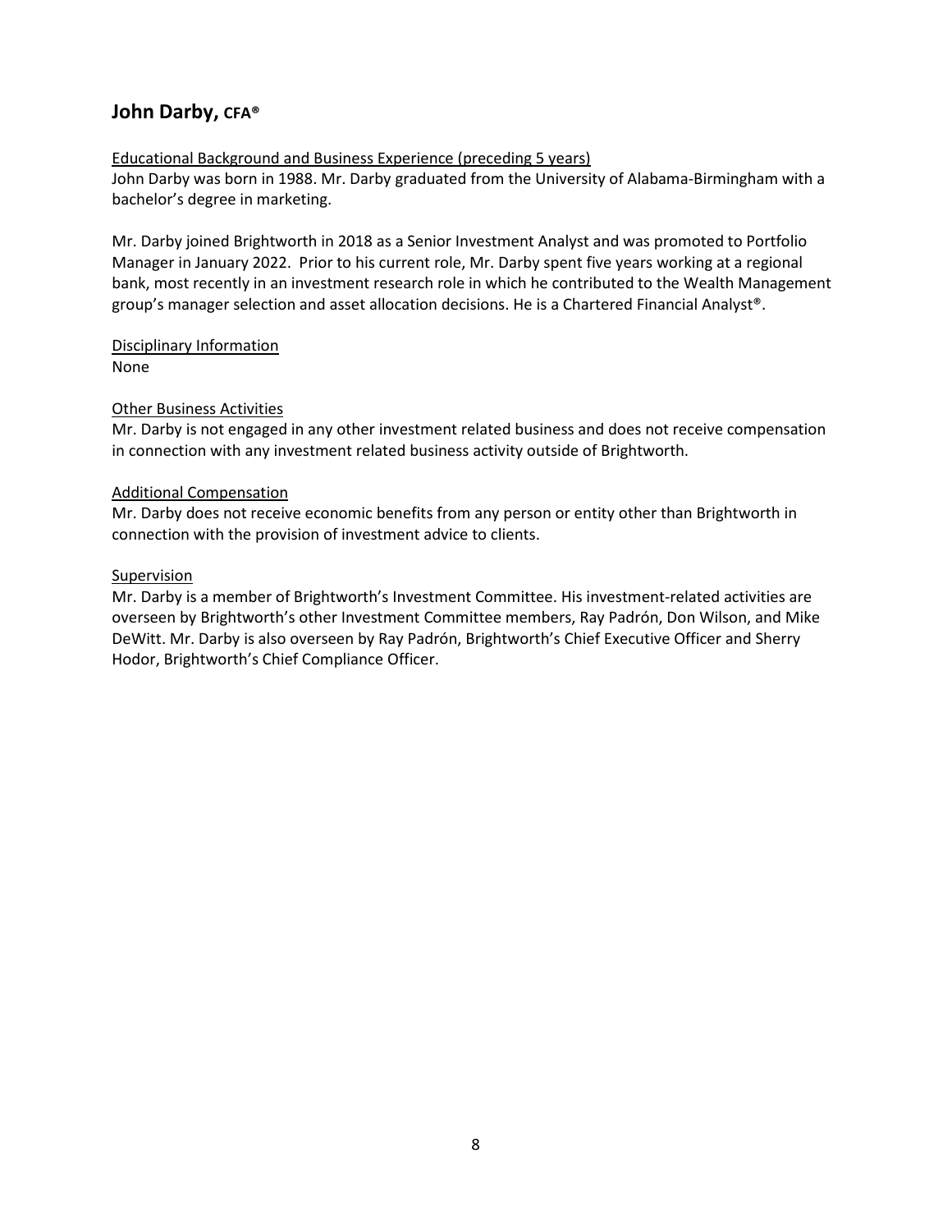## John Darby, CFA®

Educational Background and Business Experience (preceding 5 years)

John Darby was born in 1988. Mr. Darby graduated from the University of Alabama-Birmingham with a bachelor's degree in marketing.

Mr. Darby joined Brightworth in 2018 as a Senior Investment Analyst and was promoted to Portfolio Manager in January 2022. Prior to his current role, Mr. Darby spent five years working at a regional bank, most recently in an investment research role in which he contributed to the Wealth Management group's manager selection and asset allocation decisions. He is a Chartered Financial Analyst®.

Disciplinary Information

None

Other Business Activities

Mr. Darby is not engaged in any other investment related business and does not receive compensation in connection with any investment related business activity outside of Brightworth.

Additional Compensation

Mr. Darby does not receive economic benefits from any person or entity other than Brightworth in connection with the provision of investment advice to clients.

Supervision

Mr. Darby is a member of Brightworth's Investment Committee. His investment-related activities are overseen by Brightworth's other Investment Committee members, Ray Padrón, Don Wilson, and Mike DeWitt. Mr. Darby is also overseen by Ray Padrón, Brightworth's Chief Executive Officer and Sherry Hodor, Brightworth's Chief Compliance Officer.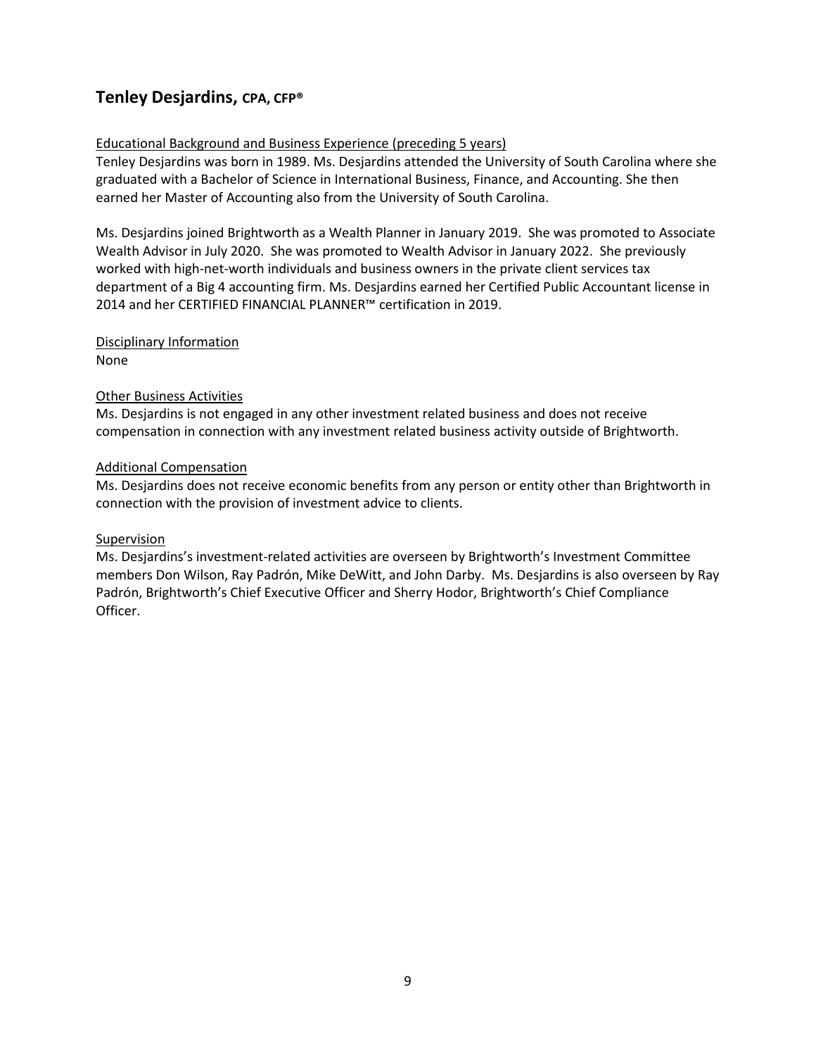## Tenley Desjardins, CPA, CFP®

Educational Background and Business Experience (preceding 5 years)

Tenley Desjardins was born in 1989. Ms. Desjardins attended the University of South Carolina where she graduated with a Bachelor of Science in International Business, Finance, and Accounting. She then earned her Master of Accounting also from the University of South Carolina.

Ms. Desjardins joined Brightworth as a Wealth Planner in January 2019. She was promoted to Associate Wealth Advisor in July 2020. She was promoted to Wealth Advisor in January 2022. She previously worked with high-net-worth individuals and business owners in the private client services tax department of a Big 4 accounting firm. Ms. Desjardins earned her Certified Public Accountant license in 2014 and her CERTIFIED FINANCIAL PLANNER™ certification in 2019.

Disciplinary Information

None

Other Business Activities

Ms. Desjardins is not engaged in any other investment related business and does not receive compensation in connection with any investment related business activity outside of Brightworth.

Additional Compensation

Ms. Desjardins does not receive economic benefits from any person or entity other than Brightworth in connection with the provision of investment advice to clients.

Supervision

Ms. Desjardins's investment-related activities are overseen by Brightworth's Investment Committee members Don Wilson, Ray Padrón, Mike DeWitt, and John Darby. Ms. Desjardins is also overseen by Ray Padrón, Brightworth's Chief Executive Officer and Sherry Hodor, Brightworth's Chief Compliance Officer.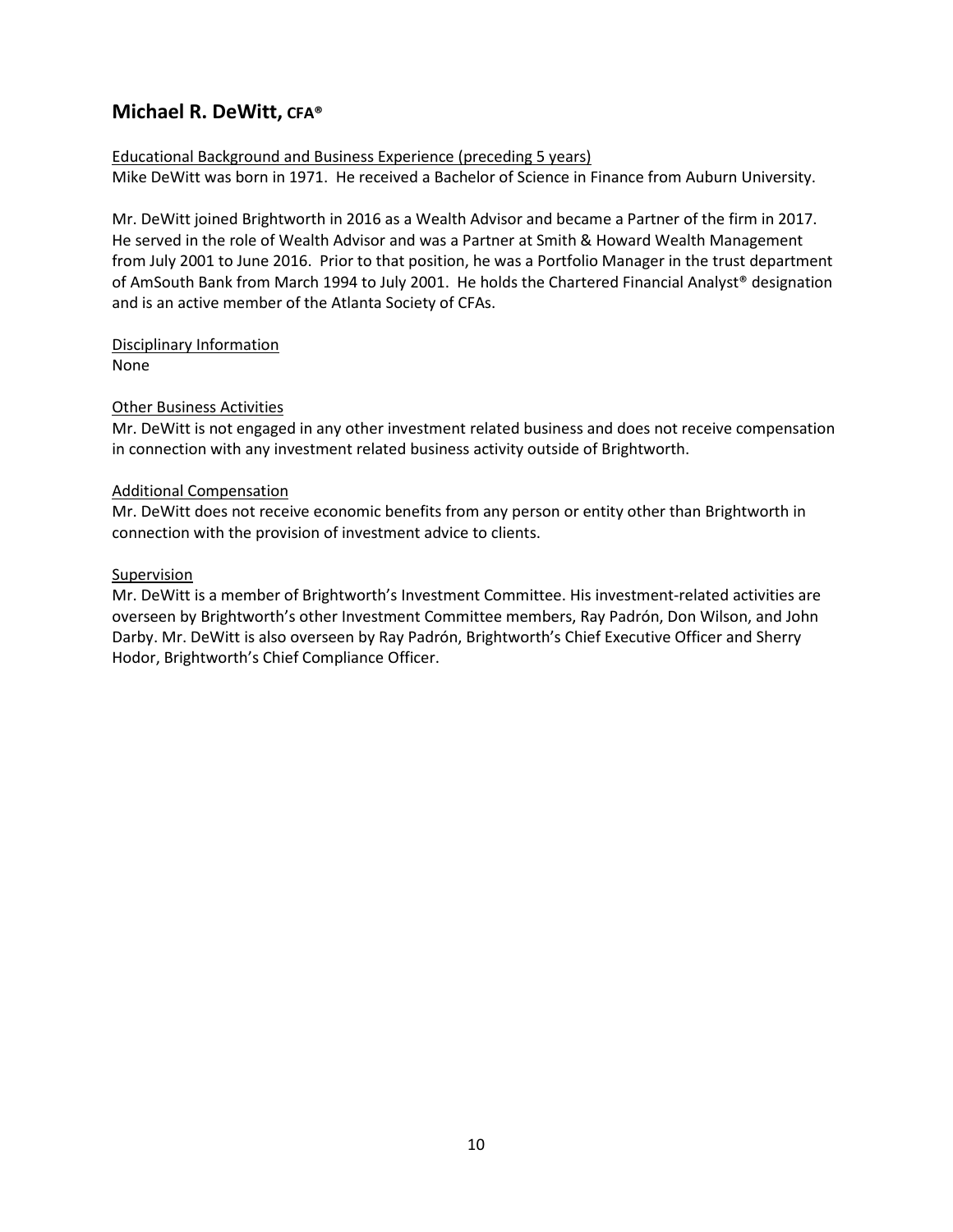## Michael R. DeWitt, CFA®

Educational Background and Business Experience (preceding 5 years)

Mike DeWitt was born in 1971. He received a Bachelor of Science in Finance from Auburn University.

Mr. DeWitt joined Brightworth in 2016 as a Wealth Advisor and became a Partner of the firm in 2017. He served in the role of Wealth Advisor and was a Partner at Smith & Howard Wealth Management from July 2001 to June 2016. Prior to that position, he was a Portfolio Manager in the trust department of AmSouth Bank from March 1994 to July 2001. He holds the Chartered Financial Analyst® designation and is an active member of the Atlanta Society of CFAs.

Disciplinary Information

None

Other Business Activities

Mr. DeWitt is not engaged in any other investment related business and does not receive compensation in connection with any investment related business activity outside of Brightworth.

Additional Compensation

Mr. DeWitt does not receive economic benefits from any person or entity other than Brightworth in connection with the provision of investment advice to clients.

Supervision

Mr. DeWitt is a member of Brightworth's Investment Committee. His investment-related activities are overseen by Brightworth's other Investment Committee members, Ray Padrón, Don Wilson, and John Darby. Mr. DeWitt is also overseen by Ray Padrón, Brightworth's Chief Executive Officer and Sherry Hodor, Brightworth's Chief Compliance Officer.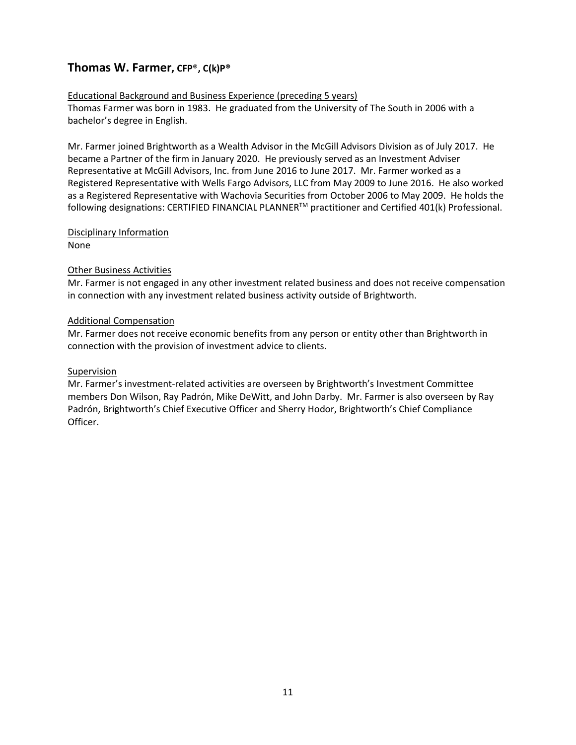## Thomas W. Farmer, CFP®, C(k)P®

Educational Background and Business Experience (preceding 5 years)

Thomas Farmer was born in 1983. He graduated from the University of The South in 2006 with a bachelor's degree in English.

Mr. Farmer joined Brightworth as a Wealth Advisor in the McGill Advisors Division as of July 2017. He became a Partner of the firm in January 2020. He previously served as an Investment Adviser Representative at McGill Advisors, Inc. from June 2016 to June 2017. Mr. Farmer worked as a Registered Representative with Wells Fargo Advisors, LLC from May 2009 to June 2016. He also worked as a Registered Representative with Wachovia Securities from October 2006 to May 2009. He holds the following designations: CERTIFIED FINANCIAL PLANNER™ practitioner and Certified 401(k) Professional.

Disciplinary Information

None

Other Business Activities

Mr. Farmer is not engaged in any other investment related business and does not receive compensation in connection with any investment related business activity outside of Brightworth.

Additional Compensation

Mr. Farmer does not receive economic benefits from any person or entity other than Brightworth in connection with the provision of investment advice to clients.

Supervision

Mr. Farmer's investment-related activities are overseen by Brightworth's Investment Committee members Don Wilson, Ray Padrón, Mike DeWitt, and John Darby. Mr. Farmer is also overseen by Ray Padrón, Brightworth's Chief Executive Officer and Sherry Hodor, Brightworth's Chief Compliance Officer.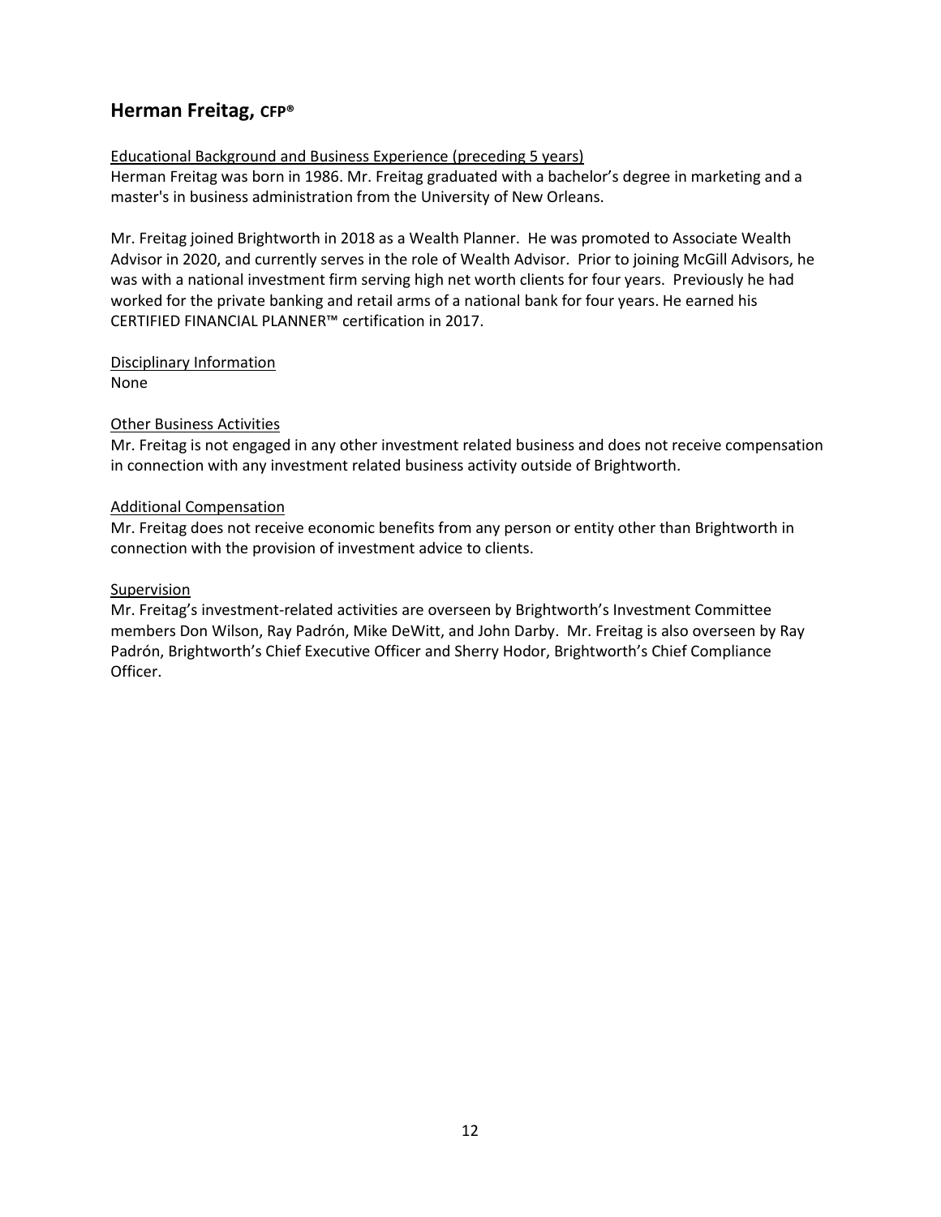## Herman Freitag, CFP®

Educational Background and Business Experience (preceding 5 years)

Herman Freitag was born in 1986. Mr. Freitag graduated with a bachelor's degree in marketing and a master's in business administration from the University of New Orleans.

Mr. Freitag joined Brightworth in 2018 as a Wealth Planner. He was promoted to Associate Wealth Advisor in 2020, and currently serves in the role of Wealth Advisor. Prior to joining McGill Advisors, he was with a national investment firm serving high net worth clients for four years. Previously he had worked for the private banking and retail arms of a national bank for four years. He earned his CERTIFIED FINANCIAL PLANNER™ certification in 2017.

Disciplinary Information

None

Other Business Activities

Mr. Freitag is not engaged in any other investment related business and does not receive compensation in connection with any investment related business activity outside of Brightworth.

Additional Compensation

Mr. Freitag does not receive economic benefits from any person or entity other than Brightworth in connection with the provision of investment advice to clients.

Supervision

Mr. Freitag's investment-related activities are overseen by Brightworth's Investment Committee members Don Wilson, Ray Padrón, Mike DeWitt, and John Darby. Mr. Freitag is also overseen by Ray Padrón, Brightworth's Chief Executive Officer and Sherry Hodor, Brightworth's Chief Compliance Officer.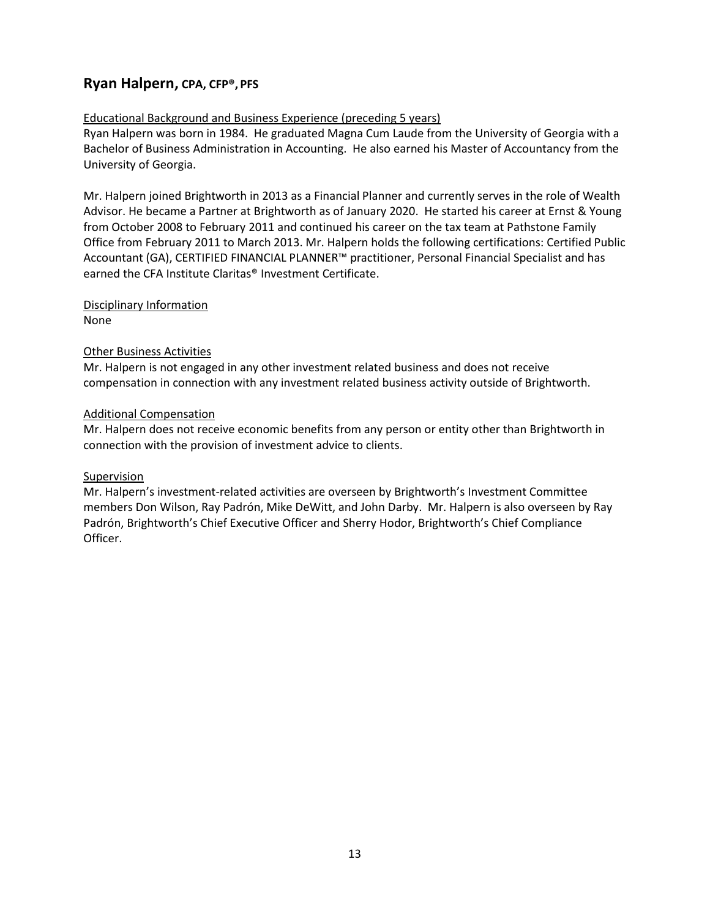## Ryan Halpern, CPA, CFP®, PFS

Educational Background and Business Experience (preceding 5 years)

Ryan Halpern was born in 1984. He graduated Magna Cum Laude from the University of Georgia with a Bachelor of Business Administration in Accounting. He also earned his Master of Accountancy from the University of Georgia.

Mr. Halpern joined Brightworth in 2013 as a Financial Planner and currently serves in the role of Wealth Advisor. He became a Partner at Brightworth as of January 2020. He started his career at Ernst & Young from October 2008 to February 2011 and continued his career on the tax team at Pathstone Family Office from February 2011 to March 2013. Mr. Halpern holds the following certifications: Certified Public Accountant (GA), CERTIFIED FINANCIAL PLANNER™ practitioner, Personal Financial Specialist and has earned the CFA Institute Claritas® Investment Certificate.

Disciplinary Information

None

Other Business Activities

Mr. Halpern is not engaged in any other investment related business and does not receive compensation in connection with any investment related business activity outside of Brightworth.

Additional Compensation

Mr. Halpern does not receive economic benefits from any person or entity other than Brightworth in connection with the provision of investment advice to clients.

Supervision

Mr. Halpern's investment-related activities are overseen by Brightworth's Investment Committee members Don Wilson, Ray Padrón, Mike DeWitt, and John Darby. Mr. Halpern is also overseen by Ray Padrón, Brightworth's Chief Executive Officer and Sherry Hodor, Brightworth's Chief Compliance Officer.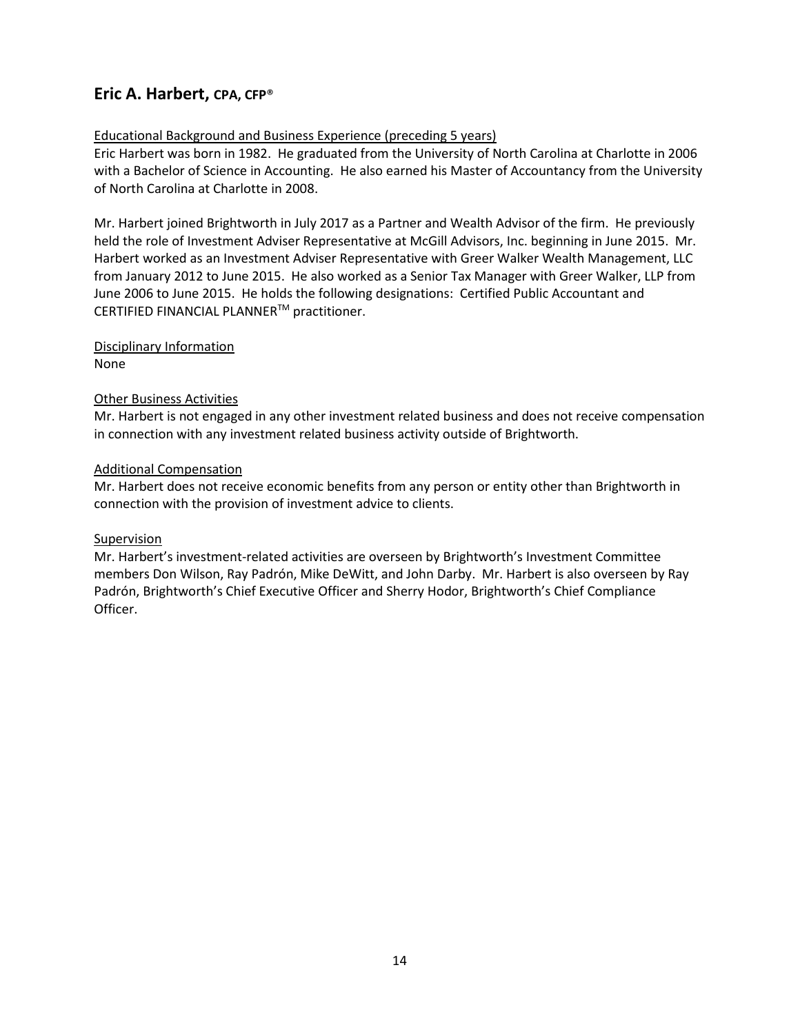## Eric A. Harbert, CPA, CFP®

Educational Background and Business Experience (preceding 5 years)

Eric Harbert was born in 1982. He graduated from the University of North Carolina at Charlotte in 2006 with a Bachelor of Science in Accounting. He also earned his Master of Accountancy from the University of North Carolina at Charlotte in 2008.

Mr. Harbert joined Brightworth in July 2017 as a Partner and Wealth Advisor of the firm. He previously held the role of Investment Adviser Representative at McGill Advisors, Inc. beginning in June 2015. Mr. Harbert worked as an Investment Adviser Representative with Greer Walker Wealth Management, LLC from January 2012 to June 2015. He also worked as a Senior Tax Manager with Greer Walker, LLP from June 2006 to June 2015. He holds the following designations: Certified Public Accountant and CERTIFIED FINANCIAL PLANNER™ practitioner.

Disciplinary Information

None

Other Business Activities

Mr. Harbert is not engaged in any other investment related business and does not receive compensation in connection with any investment related business activity outside of Brightworth.

Additional Compensation

Mr. Harbert does not receive economic benefits from any person or entity other than Brightworth in connection with the provision of investment advice to clients.

Supervision

Mr. Harbert's investment-related activities are overseen by Brightworth's Investment Committee members Don Wilson, Ray Padrón, Mike DeWitt, and John Darby. Mr. Harbert is also overseen by Ray Padrón, Brightworth's Chief Executive Officer and Sherry Hodor, Brightworth's Chief Compliance Officer.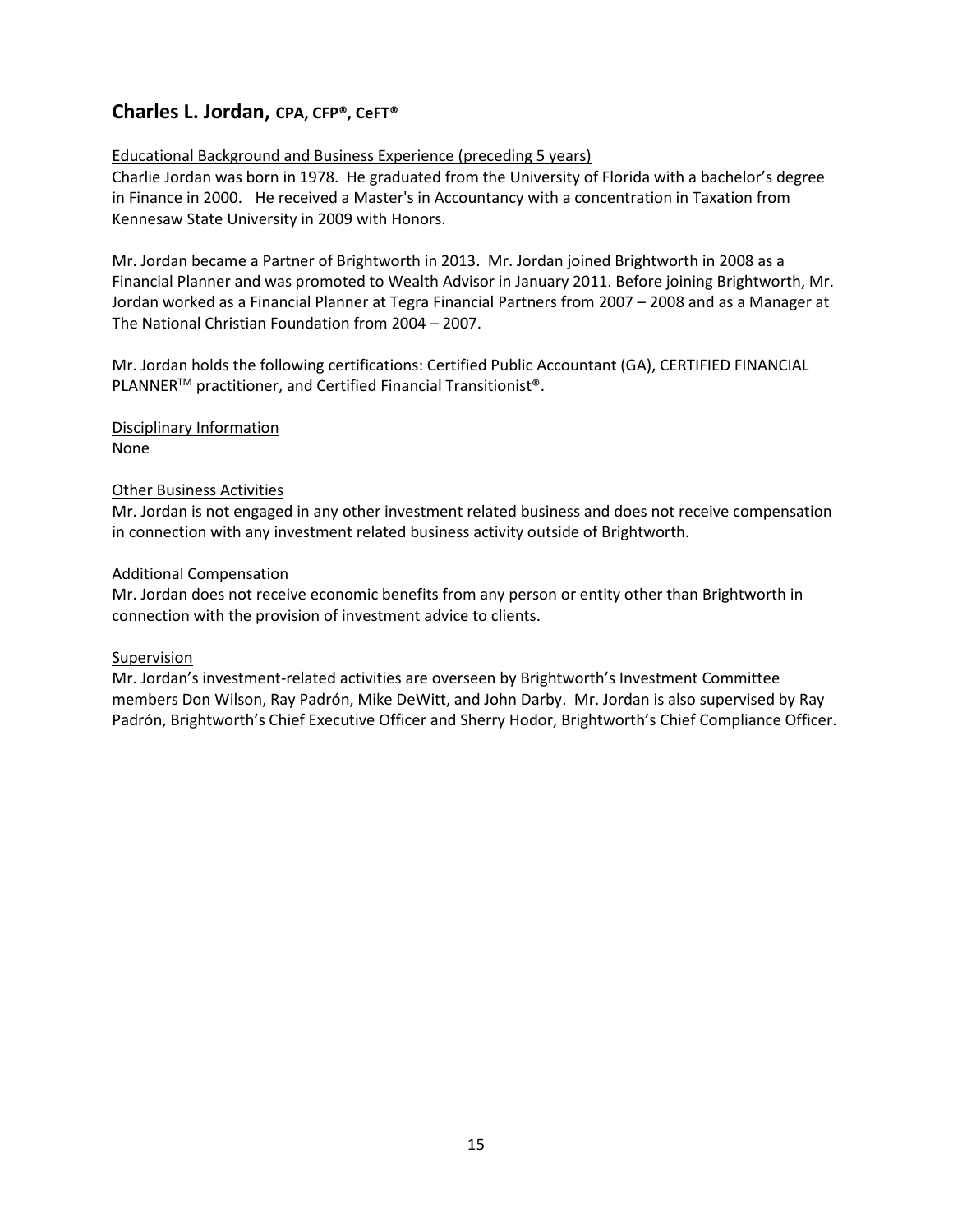## Charles L. Jordan, CPA, CFP®, CeFT®

Educational Background and Business Experience (preceding 5 years)

Charlie Jordan was born in 1978. He graduated from the University of Florida with a bachelor's degree in Finance in 2000. He received a Master's in Accountancy with a concentration in Taxation from Kennesaw State University in 2009 with Honors.

Mr. Jordan became a Partner of Brightworth in 2013. Mr. Jordan joined Brightworth in 2008 as a Financial Planner and was promoted to Wealth Advisor in January 2011. Before joining Brightworth, Mr. Jordan worked as a Financial Planner at Tegra Financial Partners from 2007 – 2008 and as a Manager at The National Christian Foundation from 2004 – 2007.

Mr. Jordan holds the following certifications: Certified Public Accountant (GA), CERTIFIED FINANCIAL PLANNER™ practitioner, and Certified Financial Transitionist®.

Disciplinary Information

None

Other Business Activities

Mr. Jordan is not engaged in any other investment related business and does not receive compensation in connection with any investment related business activity outside of Brightworth.

Additional Compensation

Mr. Jordan does not receive economic benefits from any person or entity other than Brightworth in connection with the provision of investment advice to clients.

Supervision

Mr. Jordan's investment-related activities are overseen by Brightworth's Investment Committee members Don Wilson, Ray Padrón, Mike DeWitt, and John Darby. Mr. Jordan is also supervised by Ray Padrón, Brightworth's Chief Executive Officer and Sherry Hodor, Brightworth's Chief Compliance Officer.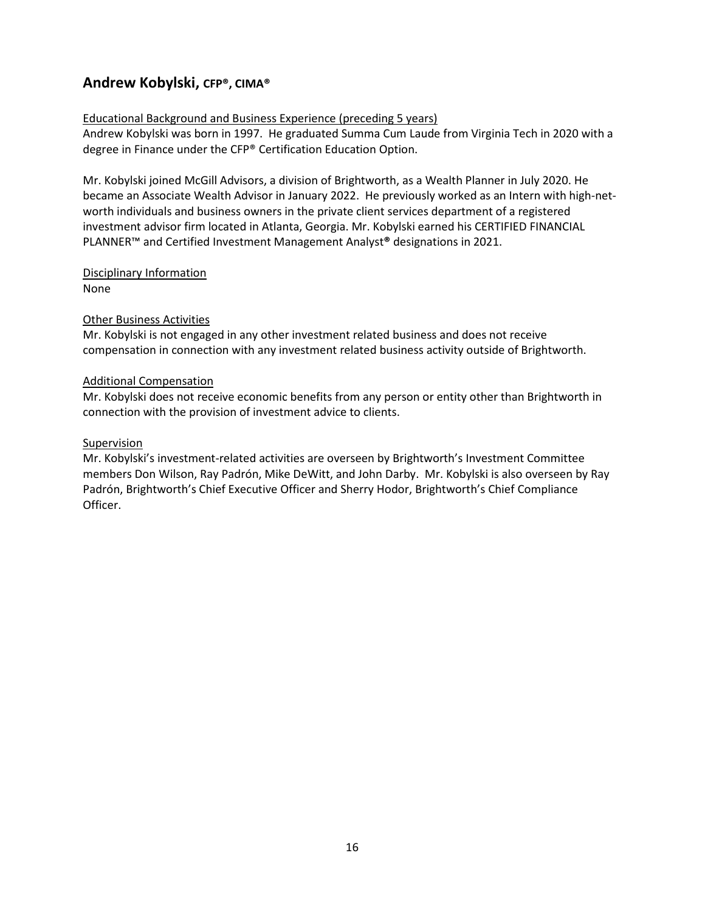## Andrew Kobylski, CFP®, CIMA®

Educational Background and Business Experience (preceding 5 years)

Andrew Kobylski was born in 1997. He graduated Summa Cum Laude from Virginia Tech in 2020 with a degree in Finance under the CFP® Certification Education Option.

Mr. Kobylski joined McGill Advisors, a division of Brightworth, as a Wealth Planner in July 2020. He became an Associate Wealth Advisor in January 2022. He previously worked as an Intern with high-net-worth individuals and business owners in the private client services department of a registered investment advisor firm located in Atlanta, Georgia. Mr. Kobylski earned his CERTIFIED FINANCIAL PLANNER™ and Certified Investment Management Analyst® designations in 2021.

Disciplinary Information

None

Other Business Activities

Mr. Kobylski is not engaged in any other investment related business and does not receive compensation in connection with any investment related business activity outside of Brightworth.

Additional Compensation

Mr. Kobylski does not receive economic benefits from any person or entity other than Brightworth in connection with the provision of investment advice to clients.

Supervision

Mr. Kobylski's investment-related activities are overseen by Brightworth's Investment Committee members Don Wilson, Ray Padrón, Mike DeWitt, and John Darby. Mr. Kobylski is also overseen by Ray Padrón, Brightworth's Chief Executive Officer and Sherry Hodor, Brightworth's Chief Compliance Officer.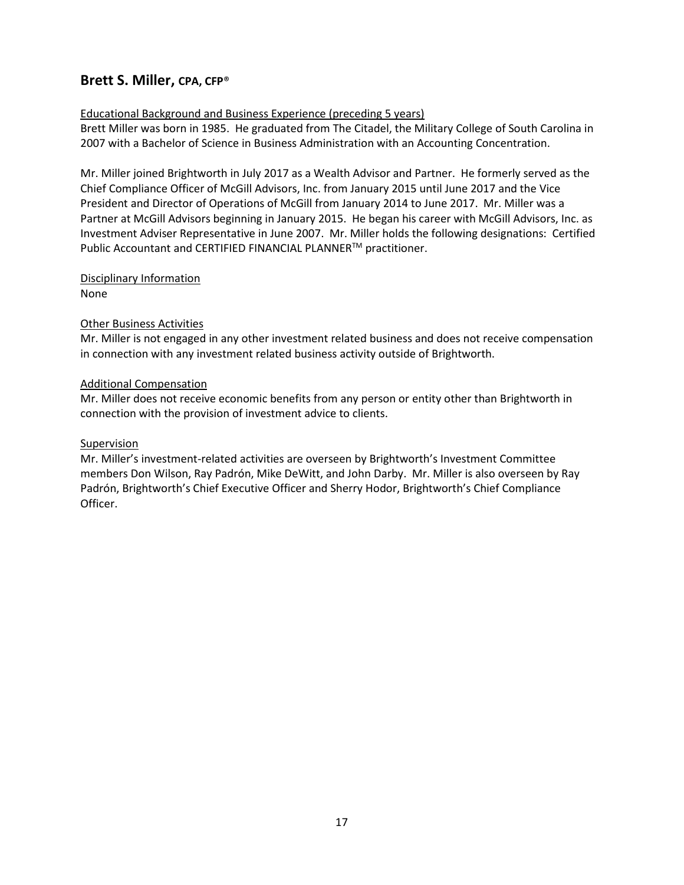## Brett S. Miller, CPA, CFP®

Educational Background and Business Experience (preceding 5 years)

Brett Miller was born in 1985. He graduated from The Citadel, the Military College of South Carolina in 2007 with a Bachelor of Science in Business Administration with an Accounting Concentration.

Mr. Miller joined Brightworth in July 2017 as a Wealth Advisor and Partner. He formerly served as the Chief Compliance Officer of McGill Advisors, Inc. from January 2015 until June 2017 and the Vice President and Director of Operations of McGill from January 2014 to June 2017. Mr. Miller was a Partner at McGill Advisors beginning in January 2015. He began his career with McGill Advisors, Inc. as Investment Adviser Representative in June 2007. Mr. Miller holds the following designations: Certified Public Accountant and CERTIFIED FINANCIAL PLANNER™ practitioner.

Disciplinary Information

None

Other Business Activities

Mr. Miller is not engaged in any other investment related business and does not receive compensation in connection with any investment related business activity outside of Brightworth.

Additional Compensation

Mr. Miller does not receive economic benefits from any person or entity other than Brightworth in connection with the provision of investment advice to clients.

Supervision

Mr. Miller's investment-related activities are overseen by Brightworth's Investment Committee members Don Wilson, Ray Padrón, Mike DeWitt, and John Darby. Mr. Miller is also overseen by Ray Padrón, Brightworth's Chief Executive Officer and Sherry Hodor, Brightworth's Chief Compliance Officer.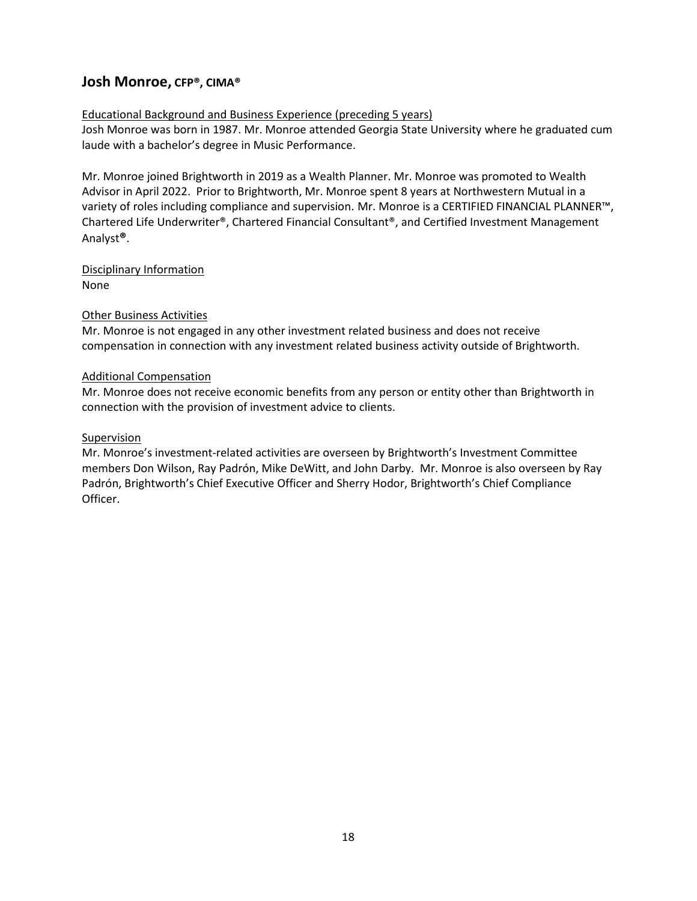## Josh Monroe, CFP®, CIMA®

Educational Background and Business Experience (preceding 5 years)

Josh Monroe was born in 1987. Mr. Monroe attended Georgia State University where he graduated cum laude with a bachelor's degree in Music Performance.

Mr. Monroe joined Brightworth in 2019 as a Wealth Planner. Mr. Monroe was promoted to Wealth Advisor in April 2022. Prior to Brightworth, Mr. Monroe spent 8 years at Northwestern Mutual in a variety of roles including compliance and supervision. Mr. Monroe is a CERTIFIED FINANCIAL PLANNER™, Chartered Life Underwriter®, Chartered Financial Consultant®, and Certified Investment Management Analyst®.

Disciplinary Information

None

Other Business Activities

Mr. Monroe is not engaged in any other investment related business and does not receive compensation in connection with any investment related business activity outside of Brightworth.

Additional Compensation

Mr. Monroe does not receive economic benefits from any person or entity other than Brightworth in connection with the provision of investment advice to clients.

Supervision

Mr. Monroe's investment-related activities are overseen by Brightworth's Investment Committee members Don Wilson, Ray Padrón, Mike DeWitt, and John Darby. Mr. Monroe is also overseen by Ray Padrón, Brightworth's Chief Executive Officer and Sherry Hodor, Brightworth's Chief Compliance Officer.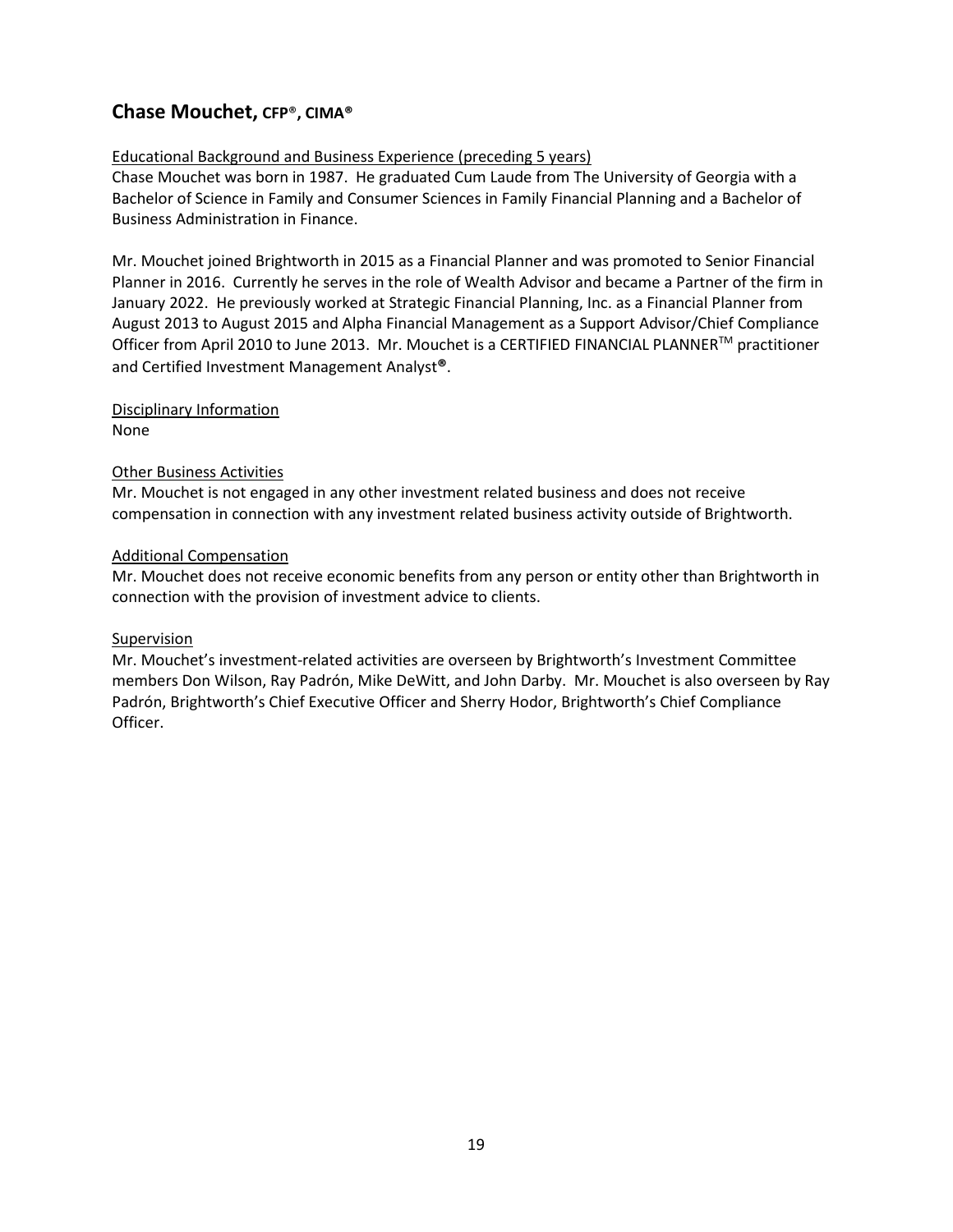## Chase Mouchet, CFP®, CIMA®

Educational Background and Business Experience (preceding 5 years)

Chase Mouchet was born in 1987. He graduated Cum Laude from The University of Georgia with a Bachelor of Science in Family and Consumer Sciences in Family Financial Planning and a Bachelor of Business Administration in Finance.

Mr. Mouchet joined Brightworth in 2015 as a Financial Planner and was promoted to Senior Financial Planner in 2016. Currently he serves in the role of Wealth Advisor and became a Partner of the firm in January 2022. He previously worked at Strategic Financial Planning, Inc. as a Financial Planner from August 2013 to August 2015 and Alpha Financial Management as a Support Advisor/Chief Compliance Officer from April 2010 to June 2013. Mr. Mouchet is a CERTIFIED FINANCIAL PLANNER™ practitioner and Certified Investment Management Analyst®.

Disciplinary Information

None

Other Business Activities

Mr. Mouchet is not engaged in any other investment related business and does not receive compensation in connection with any investment related business activity outside of Brightworth.

Additional Compensation

Mr. Mouchet does not receive economic benefits from any person or entity other than Brightworth in connection with the provision of investment advice to clients.

Supervision

Mr. Mouchet's investment-related activities are overseen by Brightworth's Investment Committee members Don Wilson, Ray Padrón, Mike DeWitt, and John Darby. Mr. Mouchet is also overseen by Ray Padrón, Brightworth's Chief Executive Officer and Sherry Hodor, Brightworth's Chief Compliance Officer.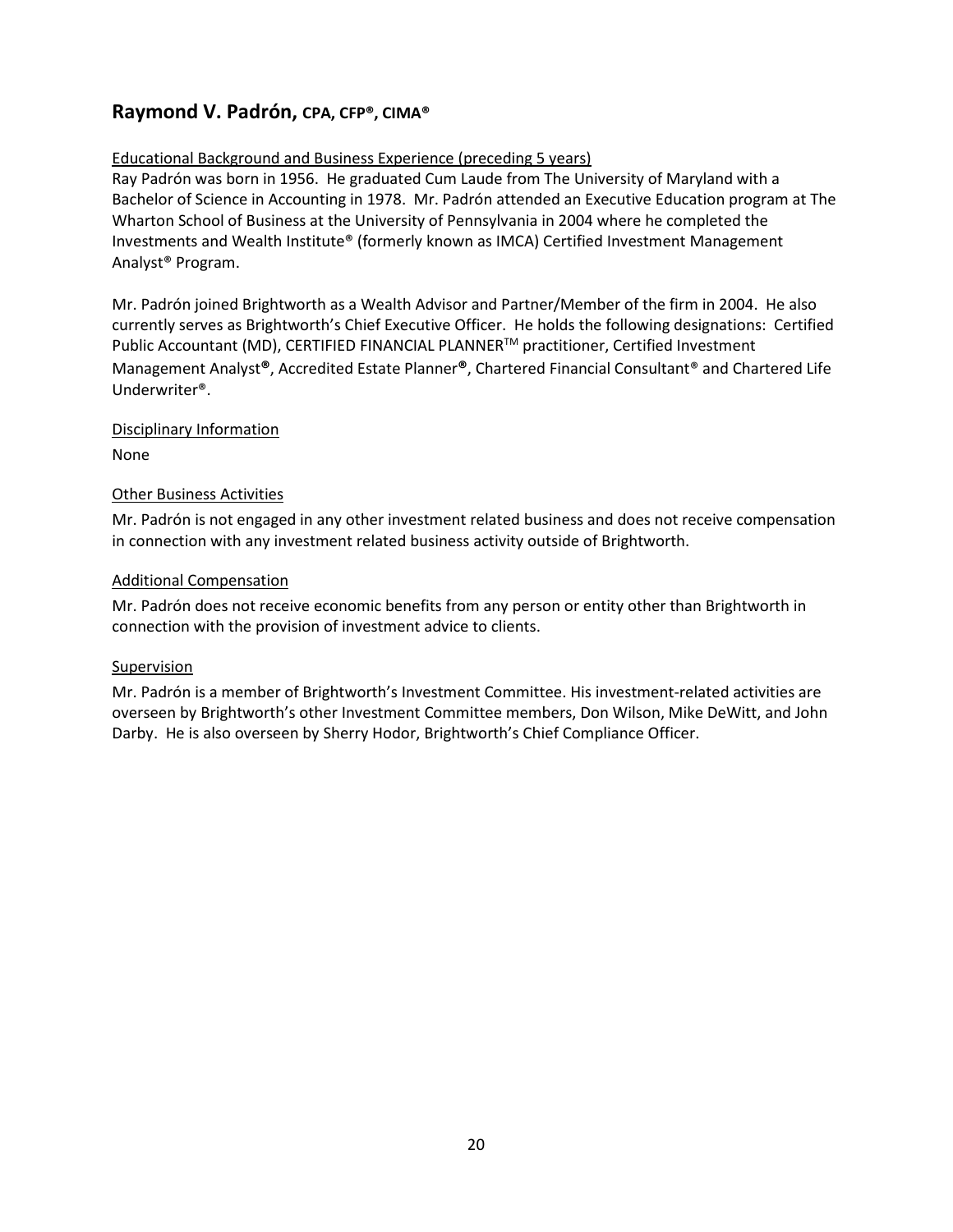## Raymond V. Padrón, CPA, CFP®, CIMA®

Educational Background and Business Experience (preceding 5 years)

Ray Padrón was born in 1956. He graduated Cum Laude from The University of Maryland with a Bachelor of Science in Accounting in 1978. Mr. Padrón attended an Executive Education program at The Wharton School of Business at the University of Pennsylvania in 2004 where he completed the Investments and Wealth Institute® (formerly known as IMCA) Certified Investment Management Analyst® Program.

Mr. Padrón joined Brightworth as a Wealth Advisor and Partner/Member of the firm in 2004. He also currently serves as Brightworth's Chief Executive Officer. He holds the following designations: Certified Public Accountant (MD), CERTIFIED FINANCIAL PLANNER™ practitioner, Certified Investment Management Analyst®, Accredited Estate Planner®, Chartered Financial Consultant® and Chartered Life Underwriter®.

Disciplinary Information

None

Other Business Activities

Mr. Padrón is not engaged in any other investment related business and does not receive compensation in connection with any investment related business activity outside of Brightworth.

Additional Compensation

Mr. Padrón does not receive economic benefits from any person or entity other than Brightworth in connection with the provision of investment advice to clients.

Supervision

Mr. Padrón is a member of Brightworth's Investment Committee. His investment-related activities are overseen by Brightworth's other Investment Committee members, Don Wilson, Mike DeWitt, and John Darby. He is also overseen by Sherry Hodor, Brightworth's Chief Compliance Officer.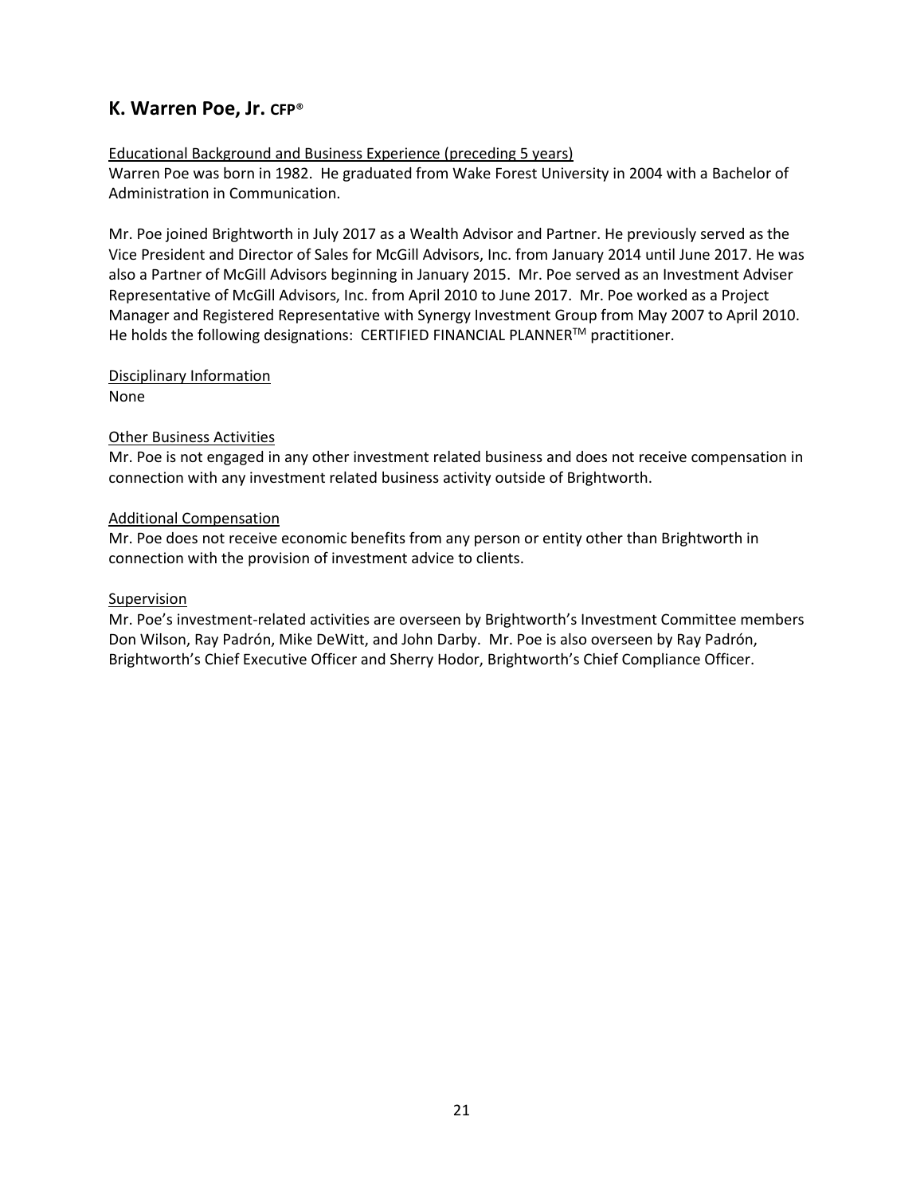## K. Warren Poe, Jr. CFP®

Educational Background and Business Experience (preceding 5 years)

Warren Poe was born in 1982. He graduated from Wake Forest University in 2004 with a Bachelor of Administration in Communication.

Mr. Poe joined Brightworth in July 2017 as a Wealth Advisor and Partner. He previously served as the Vice President and Director of Sales for McGill Advisors, Inc. from January 2014 until June 2017. He was also a Partner of McGill Advisors beginning in January 2015. Mr. Poe served as an Investment Adviser Representative of McGill Advisors, Inc. from April 2010 to June 2017. Mr. Poe worked as a Project Manager and Registered Representative with Synergy Investment Group from May 2007 to April 2010. He holds the following designations: CERTIFIED FINANCIAL PLANNER™ practitioner.

Disciplinary Information

None

Other Business Activities

Mr. Poe is not engaged in any other investment related business and does not receive compensation in connection with any investment related business activity outside of Brightworth.

Additional Compensation

Mr. Poe does not receive economic benefits from any person or entity other than Brightworth in connection with the provision of investment advice to clients.

Supervision

Mr. Poe's investment-related activities are overseen by Brightworth's Investment Committee members Don Wilson, Ray Padrón, Mike DeWitt, and John Darby. Mr. Poe is also overseen by Ray Padrón, Brightworth's Chief Executive Officer and Sherry Hodor, Brightworth's Chief Compliance Officer.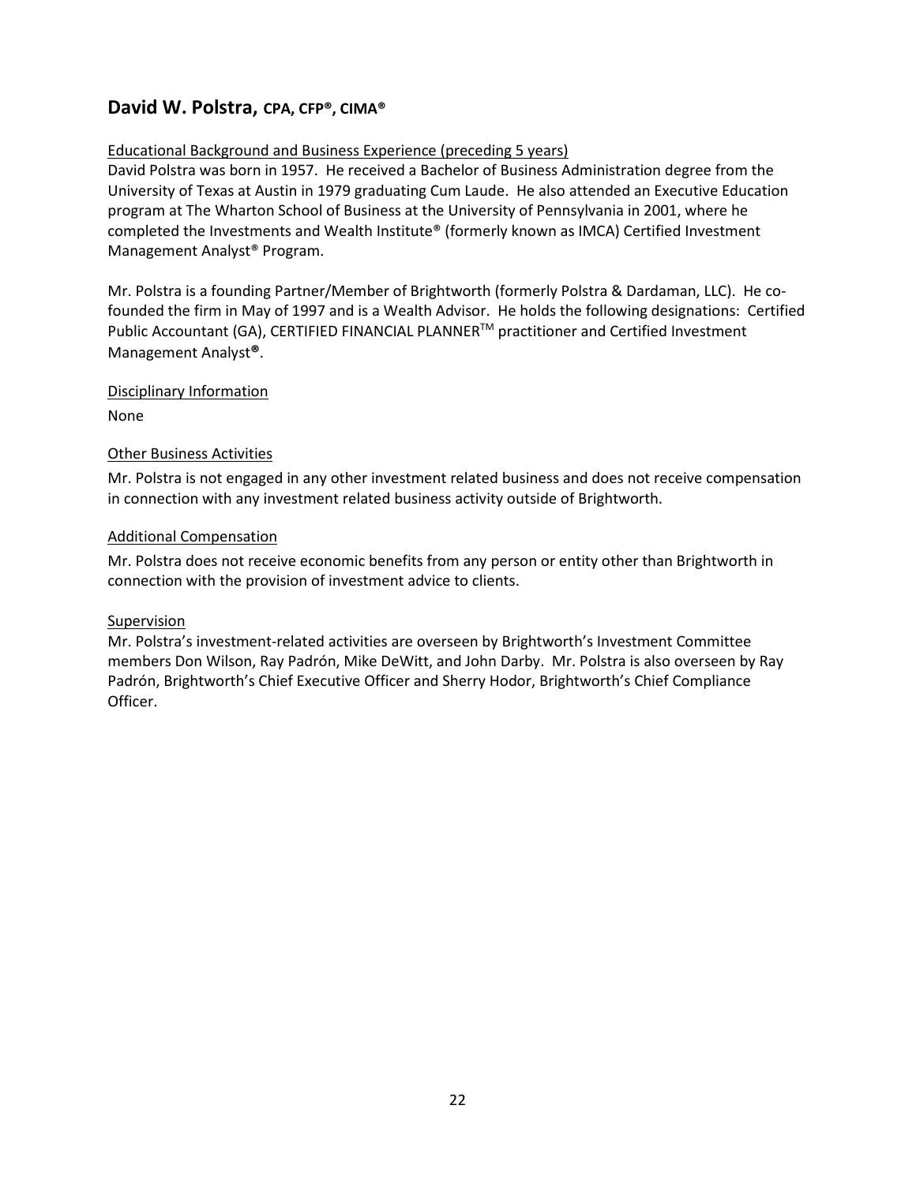## David W. Polstra, CPA, CFP®, CIMA®

Educational Background and Business Experience (preceding 5 years)

David Polstra was born in 1957. He received a Bachelor of Business Administration degree from the University of Texas at Austin in 1979 graduating Cum Laude. He also attended an Executive Education program at The Wharton School of Business at the University of Pennsylvania in 2001, where he completed the Investments and Wealth Institute® (formerly known as IMCA) Certified Investment Management Analyst® Program.

Mr. Polstra is a founding Partner/Member of Brightworth (formerly Polstra & Dardaman, LLC). He co-founded the firm in May of 1997 and is a Wealth Advisor. He holds the following designations: Certified Public Accountant (GA), CERTIFIED FINANCIAL PLANNER™ practitioner and Certified Investment Management Analyst®.

Disciplinary Information

None

Other Business Activities

Mr. Polstra is not engaged in any other investment related business and does not receive compensation in connection with any investment related business activity outside of Brightworth.

Additional Compensation

Mr. Polstra does not receive economic benefits from any person or entity other than Brightworth in connection with the provision of investment advice to clients.

Supervision

Mr. Polstra's investment-related activities are overseen by Brightworth's Investment Committee members Don Wilson, Ray Padrón, Mike DeWitt, and John Darby. Mr. Polstra is also overseen by Ray Padrón, Brightworth's Chief Executive Officer and Sherry Hodor, Brightworth's Chief Compliance Officer.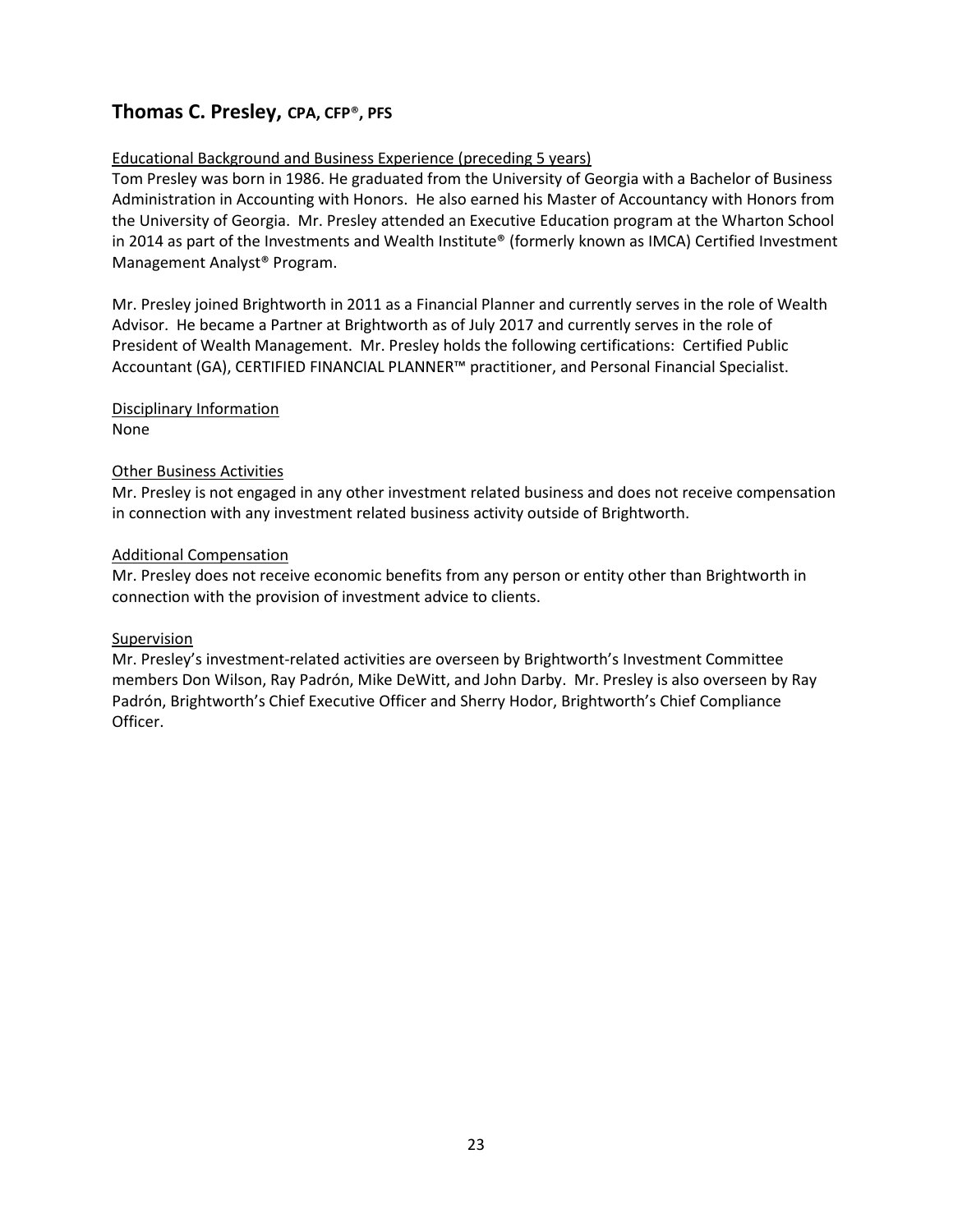## Thomas C. Presley, CPA, CFP®, PFS

Educational Background and Business Experience (preceding 5 years)

Tom Presley was born in 1986. He graduated from the University of Georgia with a Bachelor of Business Administration in Accounting with Honors. He also earned his Master of Accountancy with Honors from the University of Georgia. Mr. Presley attended an Executive Education program at the Wharton School in 2014 as part of the Investments and Wealth Institute® (formerly known as IMCA) Certified Investment Management Analyst® Program.

Mr. Presley joined Brightworth in 2011 as a Financial Planner and currently serves in the role of Wealth Advisor. He became a Partner at Brightworth as of July 2017 and currently serves in the role of President of Wealth Management. Mr. Presley holds the following certifications: Certified Public Accountant (GA), CERTIFIED FINANCIAL PLANNER™ practitioner, and Personal Financial Specialist.

Disciplinary Information

None

Other Business Activities

Mr. Presley is not engaged in any other investment related business and does not receive compensation in connection with any investment related business activity outside of Brightworth.

Additional Compensation

Mr. Presley does not receive economic benefits from any person or entity other than Brightworth in connection with the provision of investment advice to clients.

Supervision

Mr. Presley's investment-related activities are overseen by Brightworth's Investment Committee members Don Wilson, Ray Padrón, Mike DeWitt, and John Darby. Mr. Presley is also overseen by Ray Padrón, Brightworth's Chief Executive Officer and Sherry Hodor, Brightworth's Chief Compliance Officer.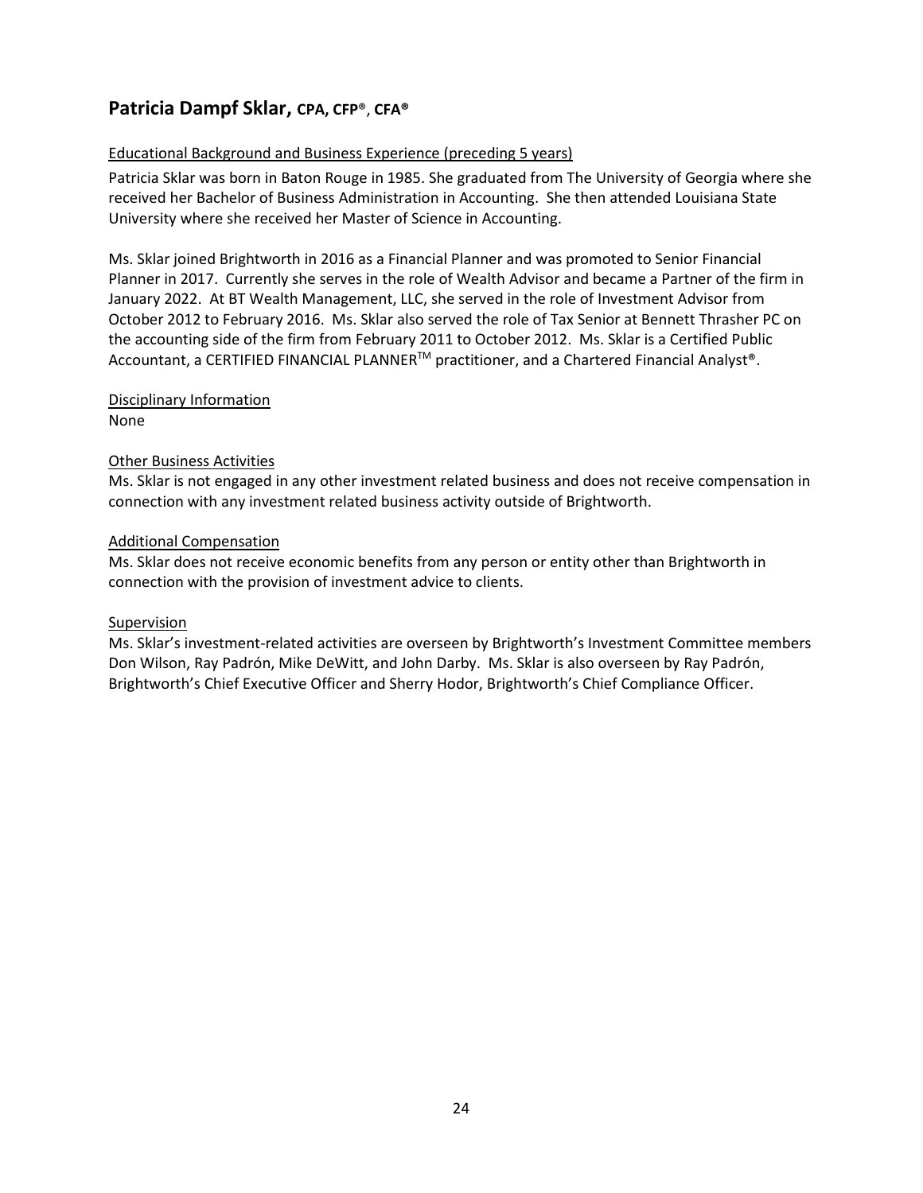## Patricia Dampf Sklar, CPA, CFP®, CFA®

Educational Background and Business Experience (preceding 5 years)

Patricia Sklar was born in Baton Rouge in 1985. She graduated from The University of Georgia where she received her Bachelor of Business Administration in Accounting. She then attended Louisiana State University where she received her Master of Science in Accounting.

Ms. Sklar joined Brightworth in 2016 as a Financial Planner and was promoted to Senior Financial Planner in 2017. Currently she serves in the role of Wealth Advisor and became a Partner of the firm in January 2022. At BT Wealth Management, LLC, she served in the role of Investment Advisor from October 2012 to February 2016. Ms. Sklar also served the role of Tax Senior at Bennett Thrasher PC on the accounting side of the firm from February 2011 to October 2012. Ms. Sklar is a Certified Public Accountant, a CERTIFIED FINANCIAL PLANNER™ practitioner, and a Chartered Financial Analyst®.

Disciplinary Information

None

Other Business Activities

Ms. Sklar is not engaged in any other investment related business and does not receive compensation in connection with any investment related business activity outside of Brightworth.

Additional Compensation

Ms. Sklar does not receive economic benefits from any person or entity other than Brightworth in connection with the provision of investment advice to clients.

Supervision

Ms. Sklar's investment-related activities are overseen by Brightworth's Investment Committee members Don Wilson, Ray Padrón, Mike DeWitt, and John Darby. Ms. Sklar is also overseen by Ray Padrón, Brightworth's Chief Executive Officer and Sherry Hodor, Brightworth's Chief Compliance Officer.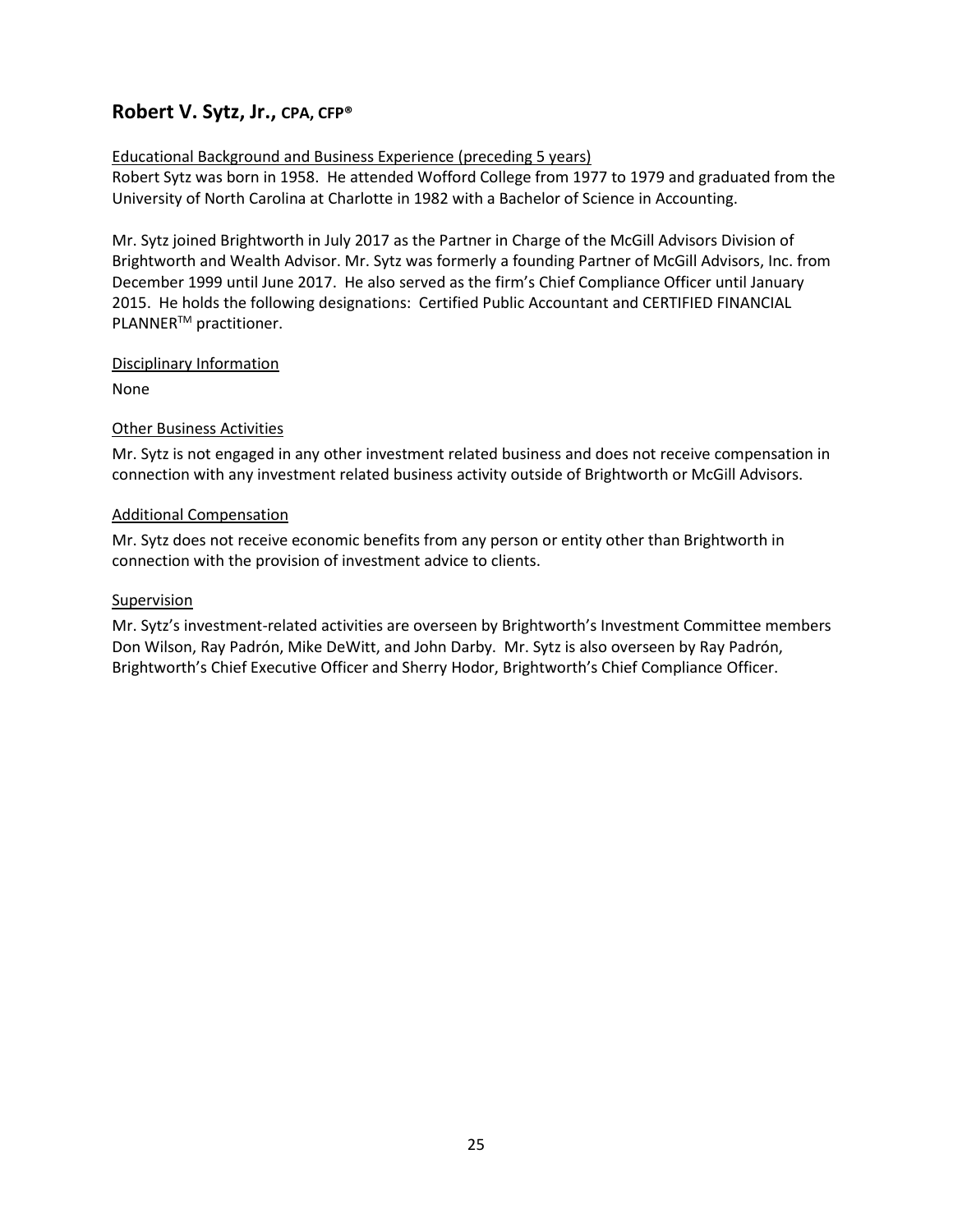## Robert V. Sytz, Jr., CPA, CFP®

Educational Background and Business Experience (preceding 5 years)

Robert Sytz was born in 1958. He attended Wofford College from 1977 to 1979 and graduated from the University of North Carolina at Charlotte in 1982 with a Bachelor of Science in Accounting.

Mr. Sytz joined Brightworth in July 2017 as the Partner in Charge of the McGill Advisors Division of Brightworth and Wealth Advisor. Mr. Sytz was formerly a founding Partner of McGill Advisors, Inc. from December 1999 until June 2017. He also served as the firm's Chief Compliance Officer until January 2015. He holds the following designations: Certified Public Accountant and CERTIFIED FINANCIAL PLANNER™ practitioner.

Disciplinary Information

None

Other Business Activities

Mr. Sytz is not engaged in any other investment related business and does not receive compensation in connection with any investment related business activity outside of Brightworth or McGill Advisors.

Additional Compensation

Mr. Sytz does not receive economic benefits from any person or entity other than Brightworth in connection with the provision of investment advice to clients.

Supervision

Mr. Sytz's investment-related activities are overseen by Brightworth's Investment Committee members Don Wilson, Ray Padrón, Mike DeWitt, and John Darby. Mr. Sytz is also overseen by Ray Padrón, Brightworth's Chief Executive Officer and Sherry Hodor, Brightworth's Chief Compliance Officer.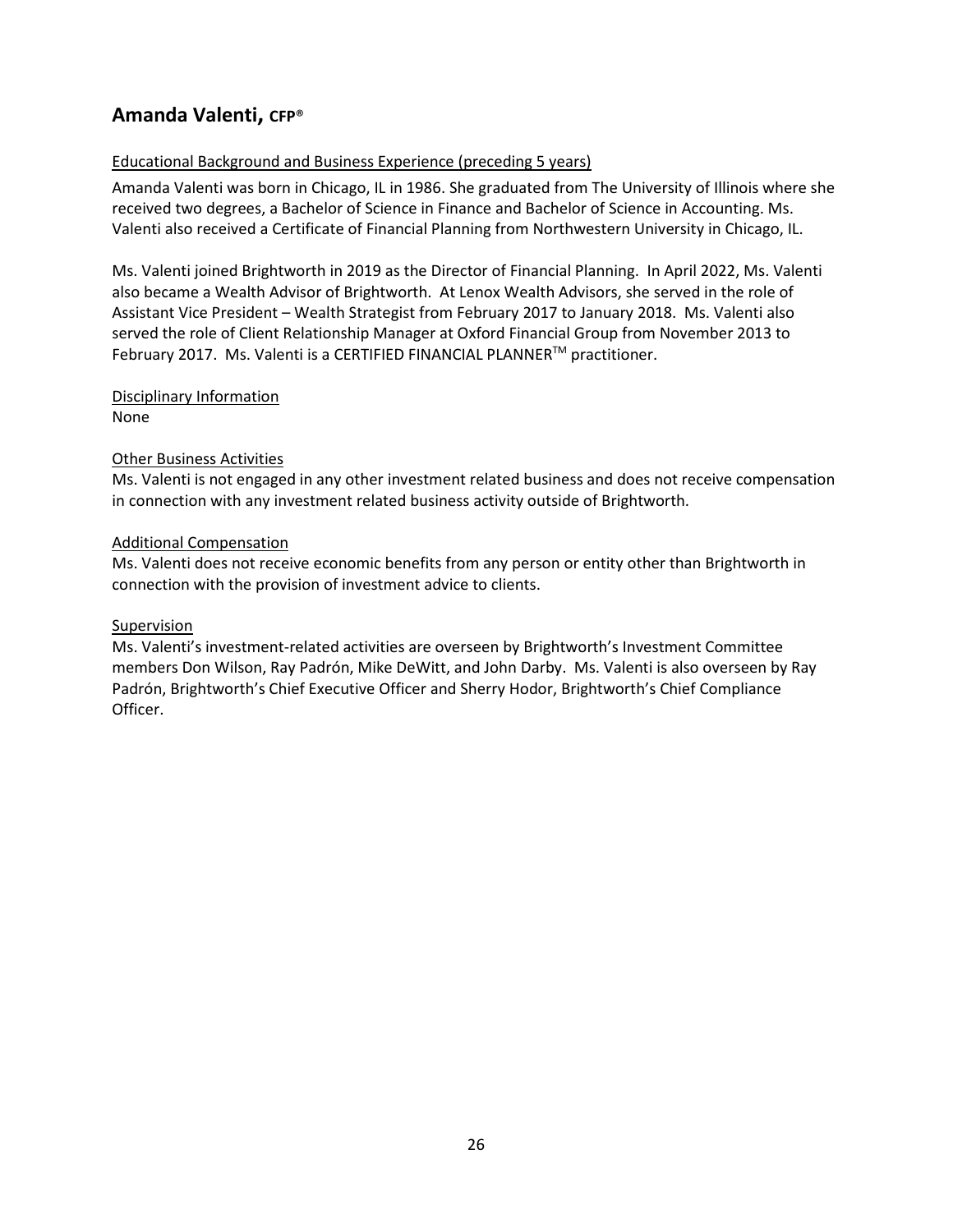## Amanda Valenti, CFP®

Educational Background and Business Experience (preceding 5 years)

Amanda Valenti was born in Chicago, IL in 1986. She graduated from The University of Illinois where she received two degrees, a Bachelor of Science in Finance and Bachelor of Science in Accounting. Ms. Valenti also received a Certificate of Financial Planning from Northwestern University in Chicago, IL.

Ms. Valenti joined Brightworth in 2019 as the Director of Financial Planning. In April 2022, Ms. Valenti also became a Wealth Advisor of Brightworth. At Lenox Wealth Advisors, she served in the role of Assistant Vice President – Wealth Strategist from February 2017 to January 2018. Ms. Valenti also served the role of Client Relationship Manager at Oxford Financial Group from November 2013 to February 2017. Ms. Valenti is a CERTIFIED FINANCIAL PLANNER™ practitioner.

Disciplinary Information
None

Other Business Activities
Ms. Valenti is not engaged in any other investment related business and does not receive compensation in connection with any investment related business activity outside of Brightworth.

Additional Compensation
Ms. Valenti does not receive economic benefits from any person or entity other than Brightworth in connection with the provision of investment advice to clients.

Supervision
Ms. Valenti's investment-related activities are overseen by Brightworth's Investment Committee members Don Wilson, Ray Padrón, Mike DeWitt, and John Darby. Ms. Valenti is also overseen by Ray Padrón, Brightworth's Chief Executive Officer and Sherry Hodor, Brightworth's Chief Compliance Officer.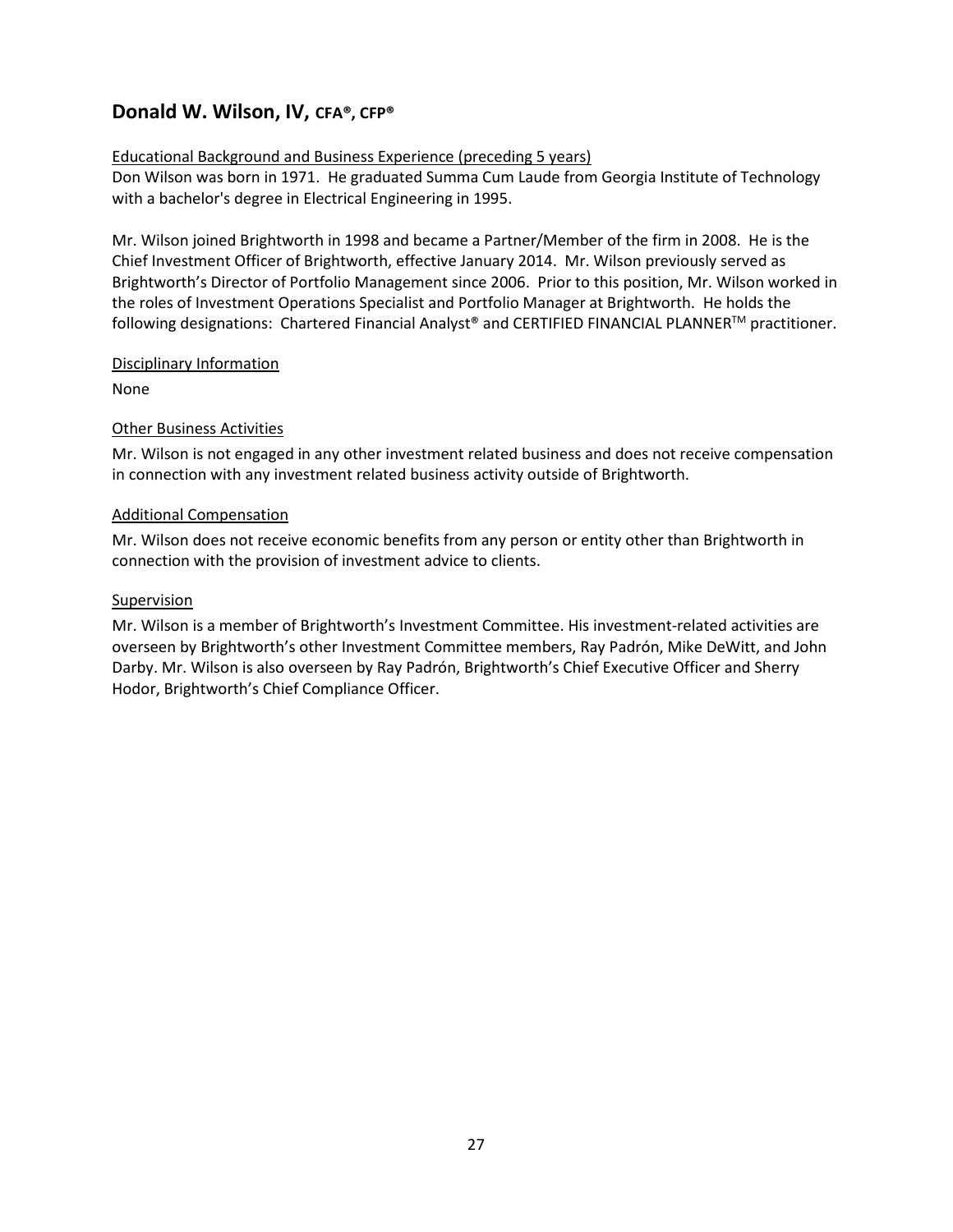## Donald W. Wilson, IV, CFA®, CFP®

Educational Background and Business Experience (preceding 5 years)

Don Wilson was born in 1971. He graduated Summa Cum Laude from Georgia Institute of Technology with a bachelor's degree in Electrical Engineering in 1995.

Mr. Wilson joined Brightworth in 1998 and became a Partner/Member of the firm in 2008. He is the Chief Investment Officer of Brightworth, effective January 2014. Mr. Wilson previously served as Brightworth's Director of Portfolio Management since 2006. Prior to this position, Mr. Wilson worked in the roles of Investment Operations Specialist and Portfolio Manager at Brightworth. He holds the following designations: Chartered Financial Analyst® and CERTIFIED FINANCIAL PLANNER™ practitioner.

Disciplinary Information

None

Other Business Activities

Mr. Wilson is not engaged in any other investment related business and does not receive compensation in connection with any investment related business activity outside of Brightworth.

Additional Compensation

Mr. Wilson does not receive economic benefits from any person or entity other than Brightworth in connection with the provision of investment advice to clients.

Supervision

Mr. Wilson is a member of Brightworth's Investment Committee. His investment-related activities are overseen by Brightworth's other Investment Committee members, Ray Padrón, Mike DeWitt, and John Darby. Mr. Wilson is also overseen by Ray Padrón, Brightworth's Chief Executive Officer and Sherry Hodor, Brightworth's Chief Compliance Officer.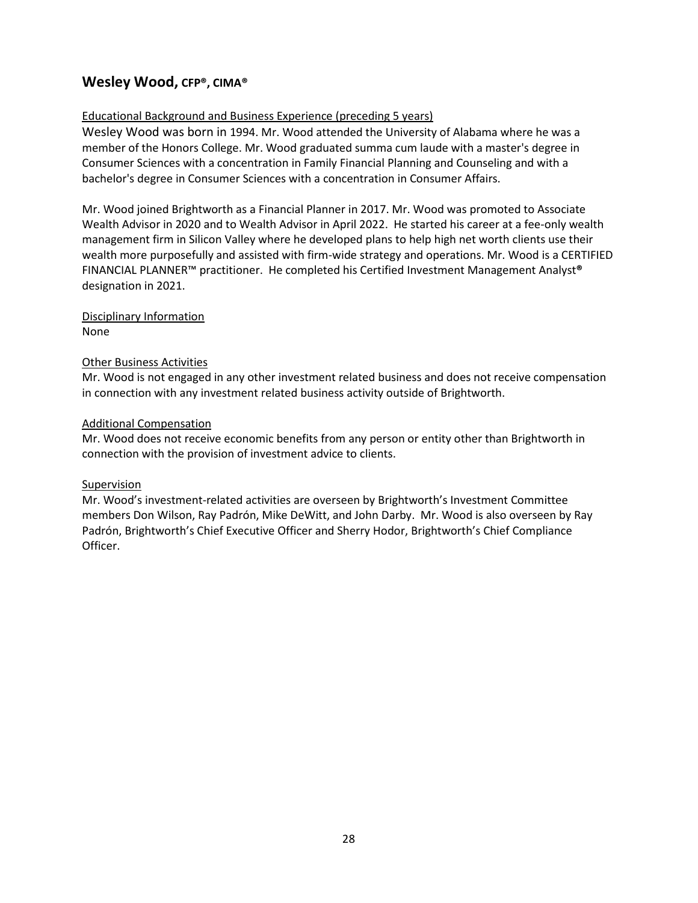## Wesley Wood, CFP®, CIMA®

Educational Background and Business Experience (preceding 5 years)

Wesley Wood was born in 1994. Mr. Wood attended the University of Alabama where he was a member of the Honors College. Mr. Wood graduated summa cum laude with a master's degree in Consumer Sciences with a concentration in Family Financial Planning and Counseling and with a bachelor's degree in Consumer Sciences with a concentration in Consumer Affairs.

Mr. Wood joined Brightworth as a Financial Planner in 2017. Mr. Wood was promoted to Associate Wealth Advisor in 2020 and to Wealth Advisor in April 2022. He started his career at a fee-only wealth management firm in Silicon Valley where he developed plans to help high net worth clients use their wealth more purposefully and assisted with firm-wide strategy and operations. Mr. Wood is a CERTIFIED FINANCIAL PLANNER™ practitioner. He completed his Certified Investment Management Analyst® designation in 2021.

Disciplinary Information

None

Other Business Activities

Mr. Wood is not engaged in any other investment related business and does not receive compensation in connection with any investment related business activity outside of Brightworth.

Additional Compensation

Mr. Wood does not receive economic benefits from any person or entity other than Brightworth in connection with the provision of investment advice to clients.

Supervision

Mr. Wood's investment-related activities are overseen by Brightworth's Investment Committee members Don Wilson, Ray Padrón, Mike DeWitt, and John Darby. Mr. Wood is also overseen by Ray Padrón, Brightworth's Chief Executive Officer and Sherry Hodor, Brightworth's Chief Compliance Officer.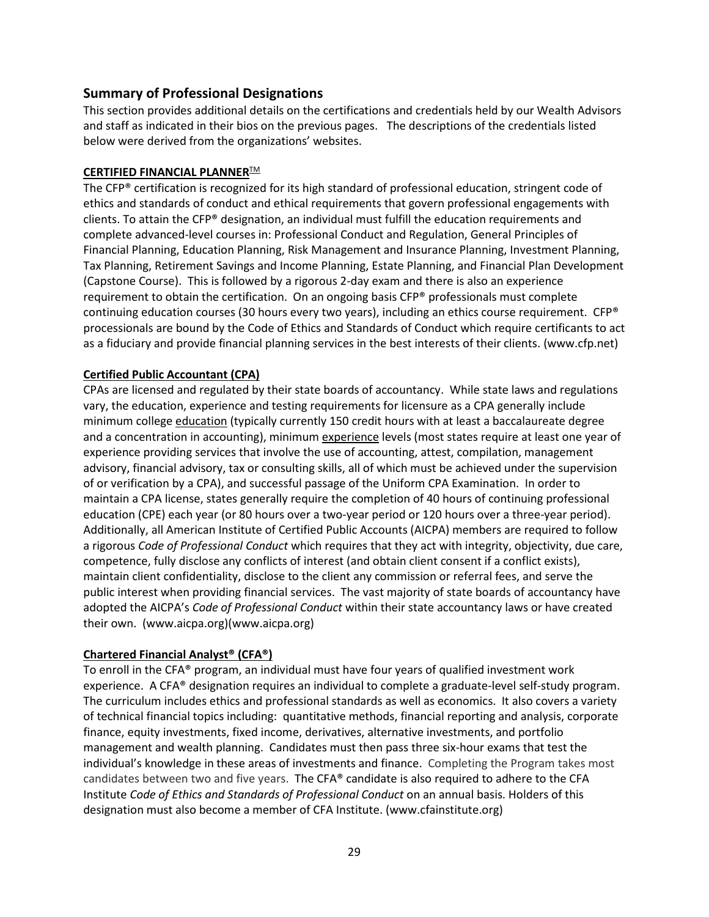## Summary of Professional Designations

This section provides additional details on the certifications and credentials held by our Wealth Advisors and staff as indicated in their bios on the previous pages. The descriptions of the credentials listed below were derived from the organizations' websites.

**CERTIFIED FINANCIAL PLANNER™**

The CFP® certification is recognized for its high standard of professional education, stringent code of ethics and standards of conduct and ethical requirements that govern professional engagements with clients. To attain the CFP® designation, an individual must fulfill the education requirements and complete advanced-level courses in: Professional Conduct and Regulation, General Principles of Financial Planning, Education Planning, Risk Management and Insurance Planning, Investment Planning, Tax Planning, Retirement Savings and Income Planning, Estate Planning, and Financial Plan Development (Capstone Course). This is followed by a rigorous 2-day exam and there is also an experience requirement to obtain the certification. On an ongoing basis CFP® professionals must complete continuing education courses (30 hours every two years), including an ethics course requirement. CFP® processionals are bound by the Code of Ethics and Standards of Conduct which require certificants to act as a fiduciary and provide financial planning services in the best interests of their clients. (www.cfp.net)

**Certified Public Accountant (CPA)**

CPAs are licensed and regulated by their state boards of accountancy. While state laws and regulations vary, the education, experience and testing requirements for licensure as a CPA generally include minimum college education (typically currently 150 credit hours with at least a baccalaureate degree and a concentration in accounting), minimum experience levels (most states require at least one year of experience providing services that involve the use of accounting, attest, compilation, management advisory, financial advisory, tax or consulting skills, all of which must be achieved under the supervision of or verification by a CPA), and successful passage of the Uniform CPA Examination. In order to maintain a CPA license, states generally require the completion of 40 hours of continuing professional education (CPE) each year (or 80 hours over a two-year period or 120 hours over a three-year period). Additionally, all American Institute of Certified Public Accounts (AICPA) members are required to follow a rigorous *Code of Professional Conduct* which requires that they act with integrity, objectivity, due care, competence, fully disclose any conflicts of interest (and obtain client consent if a conflict exists), maintain client confidentiality, disclose to the client any commission or referral fees, and serve the public interest when providing financial services. The vast majority of state boards of accountancy have adopted the AICPA's *Code of Professional Conduct* within their state accountancy laws or have created their own. (www.aicpa.org)(www.aicpa.org)

**Chartered Financial Analyst® (CFA®)**

To enroll in the CFA® program, an individual must have four years of qualified investment work experience. A CFA® designation requires an individual to complete a graduate-level self-study program. The curriculum includes ethics and professional standards as well as economics. It also covers a variety of technical financial topics including: quantitative methods, financial reporting and analysis, corporate finance, equity investments, fixed income, derivatives, alternative investments, and portfolio management and wealth planning. Candidates must then pass three six-hour exams that test the individual's knowledge in these areas of investments and finance. Completing the Program takes most candidates between two and five years. The CFA® candidate is also required to adhere to the CFA Institute *Code of Ethics and Standards of Professional Conduct* on an annual basis. Holders of this designation must also become a member of CFA Institute. (www.cfainstitute.org)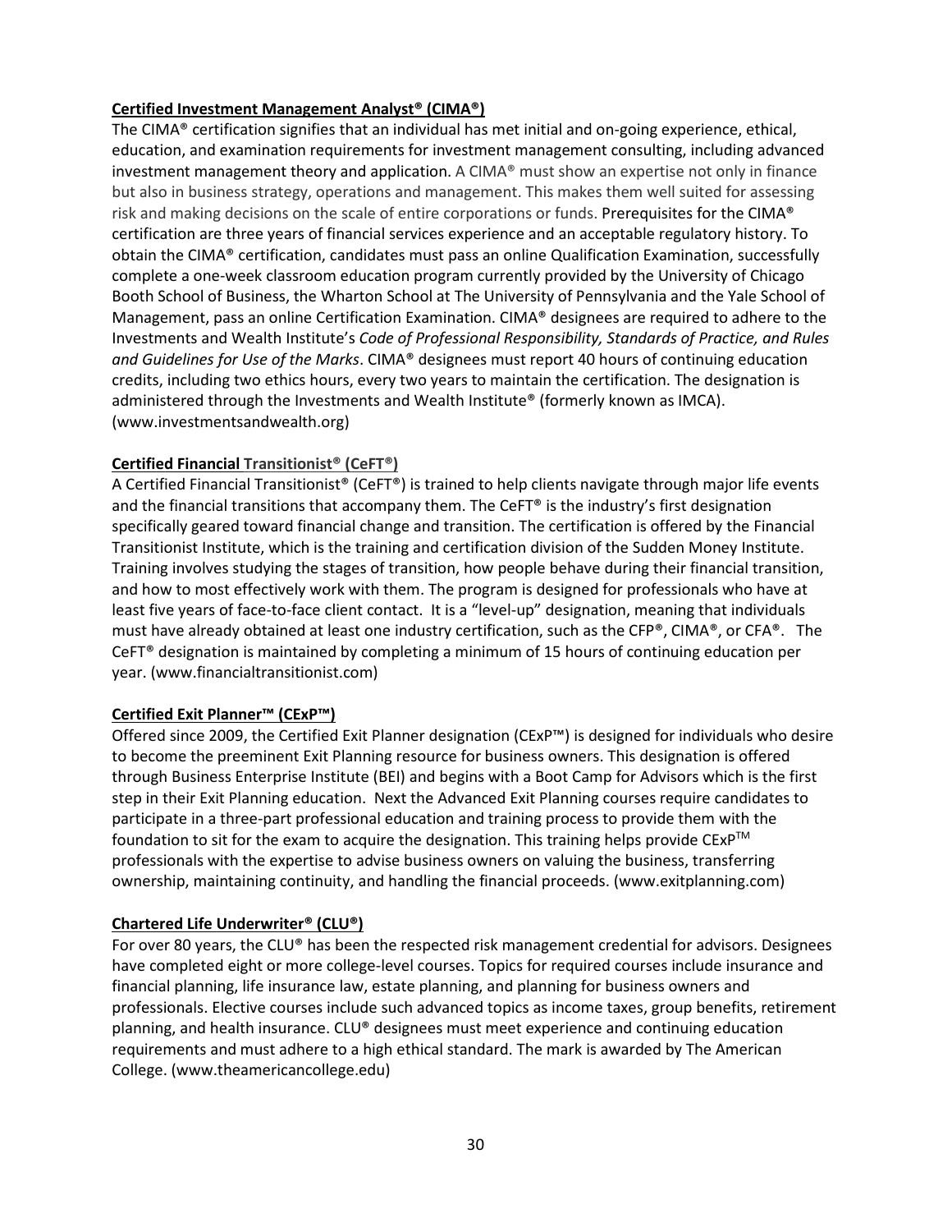**Certified Investment Management Analyst® (CIMA®)**

The CIMA® certification signifies that an individual has met initial and on-going experience, ethical, education, and examination requirements for investment management consulting, including advanced investment management theory and application. A CIMA® must show an expertise not only in finance but also in business strategy, operations and management. This makes them well suited for assessing risk and making decisions on the scale of entire corporations or funds. Prerequisites for the CIMA® certification are three years of financial services experience and an acceptable regulatory history. To obtain the CIMA® certification, candidates must pass an online Qualification Examination, successfully complete a one-week classroom education program currently provided by the University of Chicago Booth School of Business, the Wharton School at The University of Pennsylvania and the Yale School of Management, pass an online Certification Examination. CIMA® designees are required to adhere to the Investments and Wealth Institute's *Code of Professional Responsibility, Standards of Practice, and Rules and Guidelines for Use of the Marks*. CIMA® designees must report 40 hours of continuing education credits, including two ethics hours, every two years to maintain the certification. The designation is administered through the Investments and Wealth Institute® (formerly known as IMCA). (www.investmentsandwealth.org)

**Certified Financial Transitionist® (CeFT®)**

A Certified Financial Transitionist® (CeFT®) is trained to help clients navigate through major life events and the financial transitions that accompany them. The CeFT® is the industry's first designation specifically geared toward financial change and transition. The certification is offered by the Financial Transitionist Institute, which is the training and certification division of the Sudden Money Institute. Training involves studying the stages of transition, how people behave during their financial transition, and how to most effectively work with them. The program is designed for professionals who have at least five years of face-to-face client contact. It is a "level-up" designation, meaning that individuals must have already obtained at least one industry certification, such as the CFP®, CIMA®, or CFA®. The CeFT® designation is maintained by completing a minimum of 15 hours of continuing education per year. (www.financialtransitionist.com)

**Certified Exit Planner™ (CExP™)**

Offered since 2009, the Certified Exit Planner designation (CExP™) is designed for individuals who desire to become the preeminent Exit Planning resource for business owners. This designation is offered through Business Enterprise Institute (BEI) and begins with a Boot Camp for Advisors which is the first step in their Exit Planning education. Next the Advanced Exit Planning courses require candidates to participate in a three-part professional education and training process to provide them with the foundation to sit for the exam to acquire the designation. This training helps provide CExP™ professionals with the expertise to advise business owners on valuing the business, transferring ownership, maintaining continuity, and handling the financial proceeds. (www.exitplanning.com)

**Chartered Life Underwriter® (CLU®)**

For over 80 years, the CLU® has been the respected risk management credential for advisors. Designees have completed eight or more college-level courses. Topics for required courses include insurance and financial planning, life insurance law, estate planning, and planning for business owners and professionals. Elective courses include such advanced topics as income taxes, group benefits, retirement planning, and health insurance. CLU® designees must meet experience and continuing education requirements and must adhere to a high ethical standard. The mark is awarded by The American College. (www.theamericancollege.edu)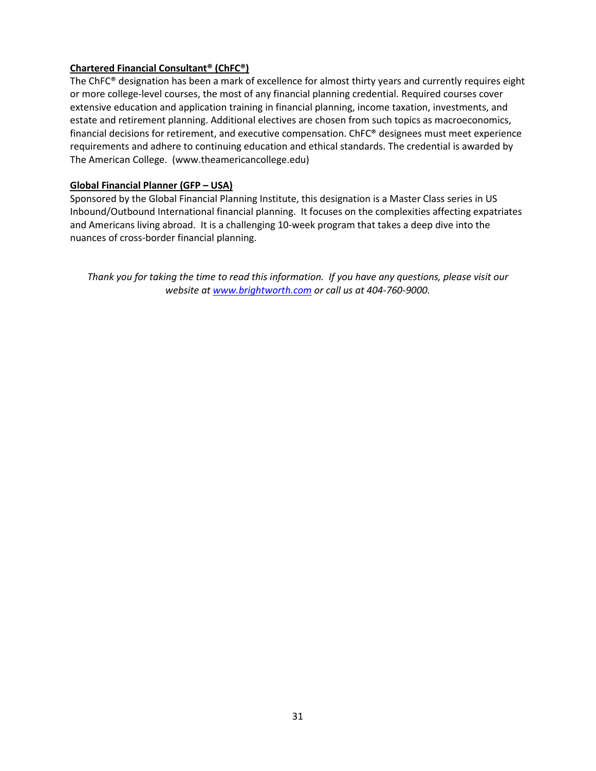**Chartered Financial Consultant® (ChFC®)**

The ChFC® designation has been a mark of excellence for almost thirty years and currently requires eight or more college-level courses, the most of any financial planning credential. Required courses cover extensive education and application training in financial planning, income taxation, investments, and estate and retirement planning. Additional electives are chosen from such topics as macroeconomics, financial decisions for retirement, and executive compensation. ChFC® designees must meet experience requirements and adhere to continuing education and ethical standards. The credential is awarded by The American College. (www.theamericancollege.edu)

**Global Financial Planner (GFP – USA)**

Sponsored by the Global Financial Planning Institute, this designation is a Master Class series in US Inbound/Outbound International financial planning. It focuses on the complexities affecting expatriates and Americans living abroad. It is a challenging 10-week program that takes a deep dive into the nuances of cross-border financial planning.

*Thank you for taking the time to read this information. If you have any questions, please visit our website at [www.brightworth.com](http://www.brightworth.com) or call us at 404-760-9000.*